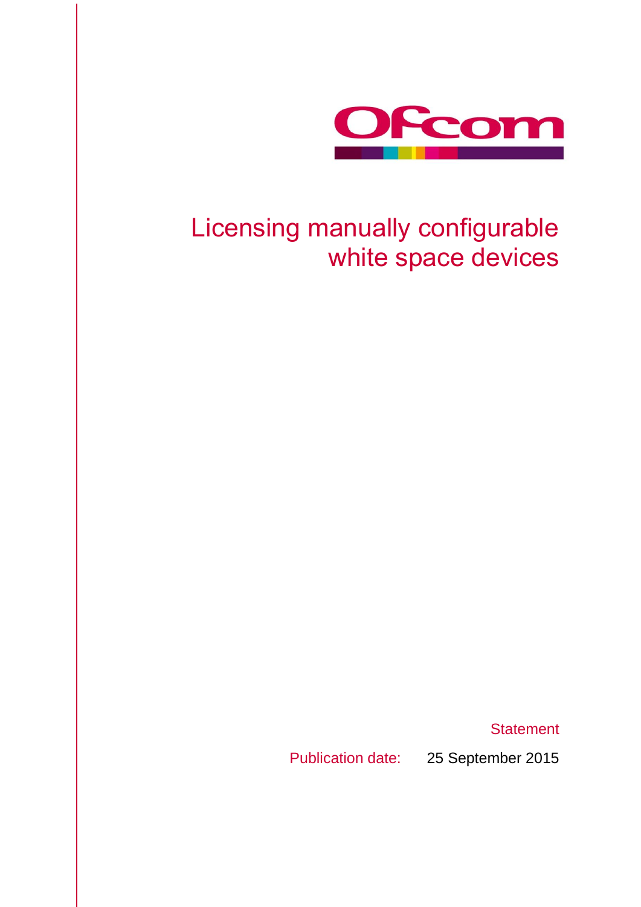Ofcom

# Licensing manually configurable white space devices

Statement

Publication date: 25 September 2015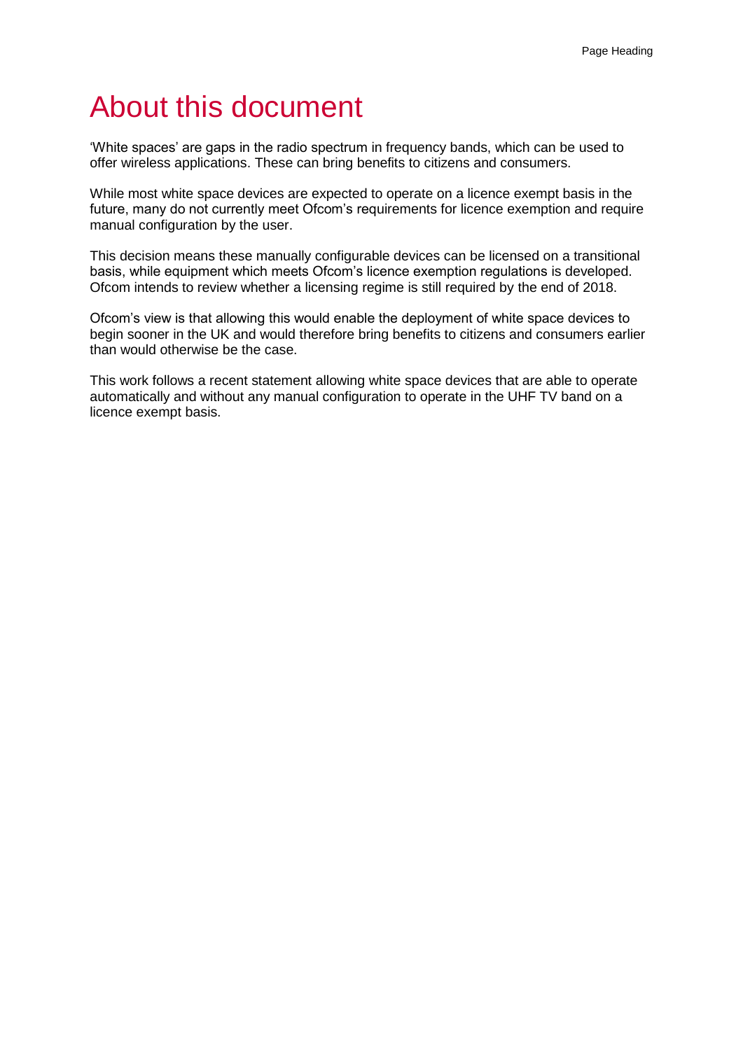# About this document

'White spaces' are gaps in the radio spectrum in frequency bands, which can be used to offer wireless applications. These can bring benefits to citizens and consumers.

While most white space devices are expected to operate on a licence exempt basis in the future, many do not currently meet Ofcom's requirements for licence exemption and require manual configuration by the user.

This decision means these manually configurable devices can be licensed on a transitional basis, while equipment which meets Ofcom's licence exemption regulations is developed. Ofcom intends to review whether a licensing regime is still required by the end of 2018.

Ofcom's view is that allowing this would enable the deployment of white space devices to begin sooner in the UK and would therefore bring benefits to citizens and consumers earlier than would otherwise be the case.

This work follows a recent statement allowing white space devices that are able to operate automatically and without any manual configuration to operate in the UHF TV band on a licence exempt basis.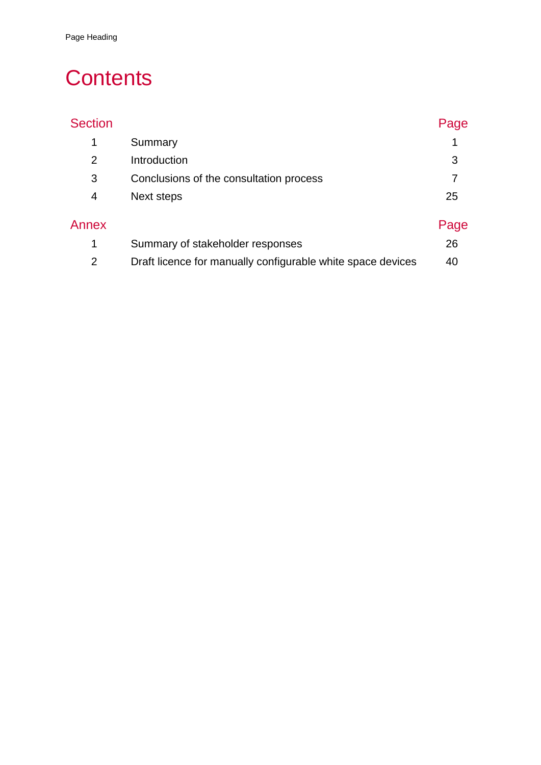# Contents

| Section | | Page |
|---|---|---|
| 1 | Summary | 1 |
| 2 | Introduction | 3 |
| 3 | Conclusions of the consultation process | 7 |
| 4 | Next steps | 25 |

| Annex | | Page |
|---|---|---|
| 1 | Summary of stakeholder responses | 26 |
| 2 | Draft licence for manually configurable white space devices | 40 |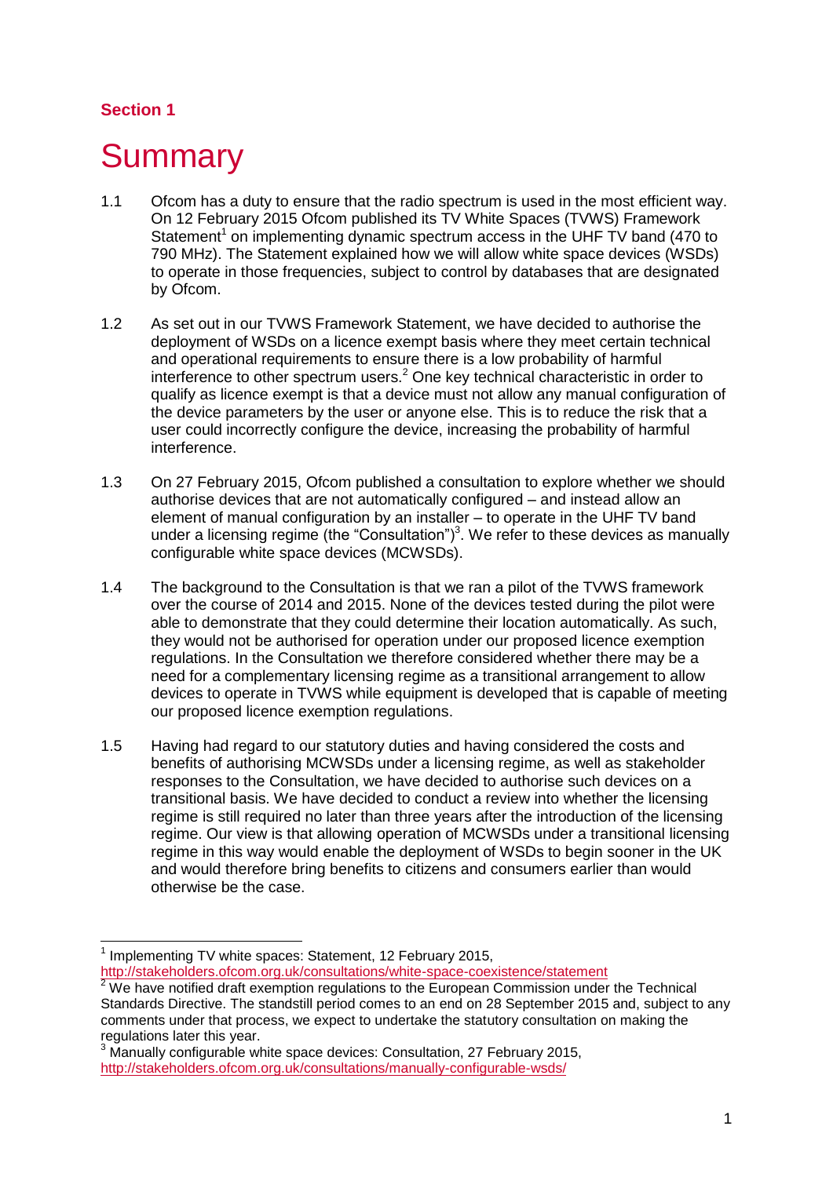**Section 1**

# Summary

1.1 Ofcom has a duty to ensure that the radio spectrum is used in the most efficient way. On 12 February 2015 Ofcom published its TV White Spaces (TVWS) Framework Statement[1] on implementing dynamic spectrum access in the UHF TV band (470 to 790 MHz). The Statement explained how we will allow white space devices (WSDs) to operate in those frequencies, subject to control by databases that are designated by Ofcom.

1.2 As set out in our TVWS Framework Statement, we have decided to authorise the deployment of WSDs on a licence exempt basis where they meet certain technical and operational requirements to ensure there is a low probability of harmful interference to other spectrum users.[2] One key technical characteristic in order to qualify as licence exempt is that a device must not allow any manual configuration of the device parameters by the user or anyone else. This is to reduce the risk that a user could incorrectly configure the device, increasing the probability of harmful interference.

1.3 On 27 February 2015, Ofcom published a consultation to explore whether we should authorise devices that are not automatically configured – and instead allow an element of manual configuration by an installer – to operate in the UHF TV band under a licensing regime (the "Consultation")[3]. We refer to these devices as manually configurable white space devices (MCWSDs).

1.4 The background to the Consultation is that we ran a pilot of the TVWS framework over the course of 2014 and 2015. None of the devices tested during the pilot were able to demonstrate that they could determine their location automatically. As such, they would not be authorised for operation under our proposed licence exemption regulations. In the Consultation we therefore considered whether there may be a need for a complementary licensing regime as a transitional arrangement to allow devices to operate in TVWS while equipment is developed that is capable of meeting our proposed licence exemption regulations.

1.5 Having had regard to our statutory duties and having considered the costs and benefits of authorising MCWSDs under a licensing regime, as well as stakeholder responses to the Consultation, we have decided to authorise such devices on a transitional basis. We have decided to conduct a review into whether the licensing regime is still required no later than three years after the introduction of the licensing regime. Our view is that allowing operation of MCWSDs under a transitional licensing regime in this way would enable the deployment of WSDs to begin sooner in the UK and would therefore bring benefits to citizens and consumers earlier than would otherwise be the case.

---

[1] Implementing TV white spaces: Statement, 12 February 2015, http://stakeholders.ofcom.org.uk/consultations/white-space-coexistence/statement

[2] We have notified draft exemption regulations to the European Commission under the Technical Standards Directive. The standstill period comes to an end on 28 September 2015 and, subject to any comments under that process, we expect to undertake the statutory consultation on making the regulations later this year.

[3] Manually configurable white space devices: Consultation, 27 February 2015, http://stakeholders.ofcom.org.uk/consultations/manually-configurable-wsds/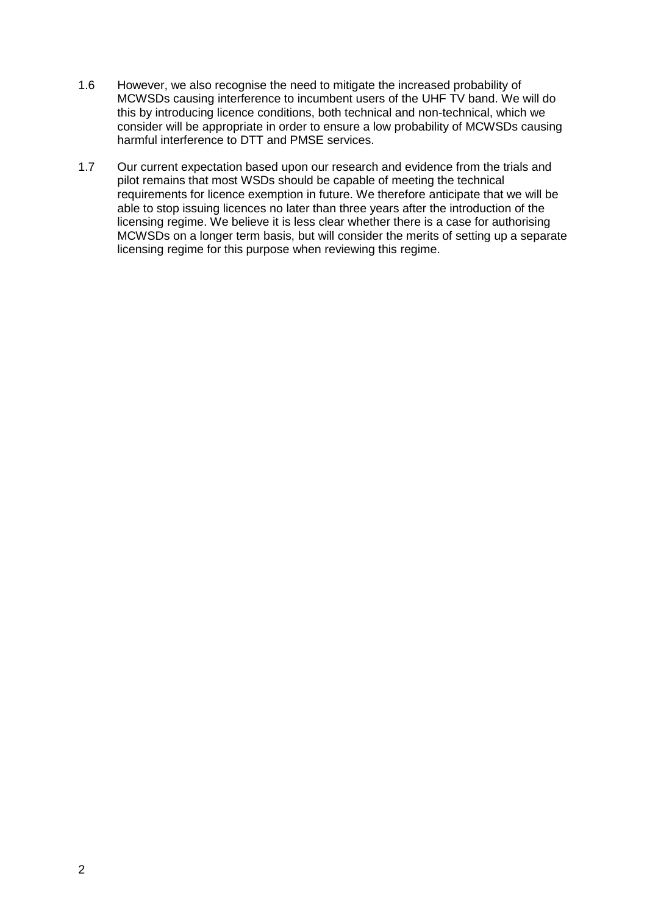1.6 However, we also recognise the need to mitigate the increased probability of MCWSDs causing interference to incumbent users of the UHF TV band. We will do this by introducing licence conditions, both technical and non-technical, which we consider will be appropriate in order to ensure a low probability of MCWSDs causing harmful interference to DTT and PMSE services.

1.7 Our current expectation based upon our research and evidence from the trials and pilot remains that most WSDs should be capable of meeting the technical requirements for licence exemption in future. We therefore anticipate that we will be able to stop issuing licences no later than three years after the introduction of the licensing regime. We believe it is less clear whether there is a case for authorising MCWSDs on a longer term basis, but will consider the merits of setting up a separate licensing regime for this purpose when reviewing this regime.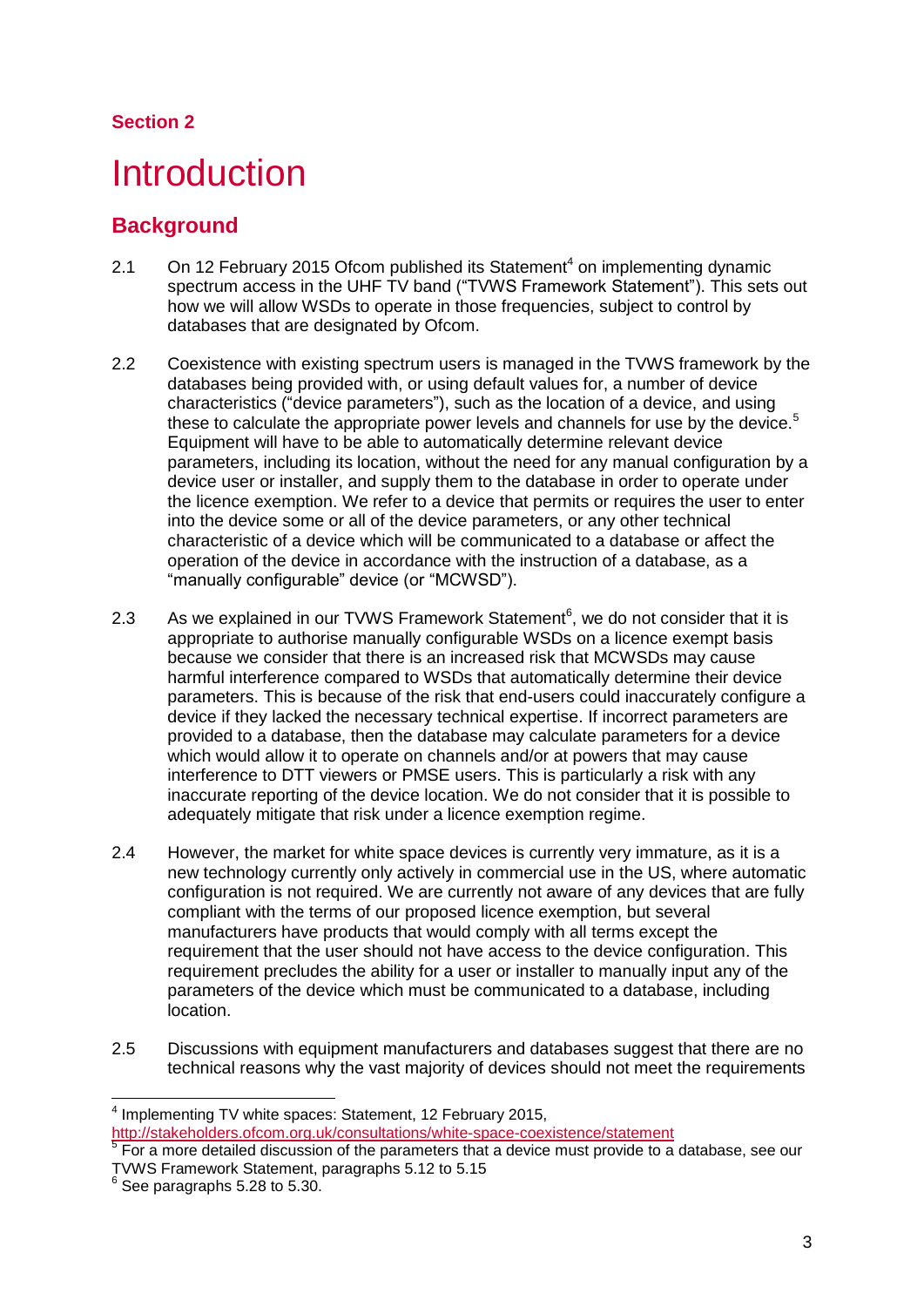**Section 2**

# Introduction

## Background

2.1 On 12 February 2015 Ofcom published its Statement[4] on implementing dynamic spectrum access in the UHF TV band ("TVWS Framework Statement"). This sets out how we will allow WSDs to operate in those frequencies, subject to control by databases that are designated by Ofcom.

2.2 Coexistence with existing spectrum users is managed in the TVWS framework by the databases being provided with, or using default values for, a number of device characteristics ("device parameters"), such as the location of a device, and using these to calculate the appropriate power levels and channels for use by the device.[5] Equipment will have to be able to automatically determine relevant device parameters, including its location, without the need for any manual configuration by a device user or installer, and supply them to the database in order to operate under the licence exemption. We refer to a device that permits or requires the user to enter into the device some or all of the device parameters, or any other technical characteristic of a device which will be communicated to a database or affect the operation of the device in accordance with the instruction of a database, as a "manually configurable" device (or "MCWSD").

2.3 As we explained in our TVWS Framework Statement[6], we do not consider that it is appropriate to authorise manually configurable WSDs on a licence exempt basis because we consider that there is an increased risk that MCWSDs may cause harmful interference compared to WSDs that automatically determine their device parameters. This is because of the risk that end-users could inaccurately configure a device if they lacked the necessary technical expertise. If incorrect parameters are provided to a database, then the database may calculate parameters for a device which would allow it to operate on channels and/or at powers that may cause interference to DTT viewers or PMSE users. This is particularly a risk with any inaccurate reporting of the device location. We do not consider that it is possible to adequately mitigate that risk under a licence exemption regime.

2.4 However, the market for white space devices is currently very immature, as it is a new technology currently only actively in commercial use in the US, where automatic configuration is not required. We are currently not aware of any devices that are fully compliant with the terms of our proposed licence exemption, but several manufacturers have products that would comply with all terms except the requirement that the user should not have access to the device configuration. This requirement precludes the ability for a user or installer to manually input any of the parameters of the device which must be communicated to a database, including location.

2.5 Discussions with equipment manufacturers and databases suggest that there are no technical reasons why the vast majority of devices should not meet the requirements

---

[4] Implementing TV white spaces: Statement, 12 February 2015, http://stakeholders.ofcom.org.uk/consultations/white-space-coexistence/statement

[5] For a more detailed discussion of the parameters that a device must provide to a database, see our TVWS Framework Statement, paragraphs 5.12 to 5.15

[6] See paragraphs 5.28 to 5.30.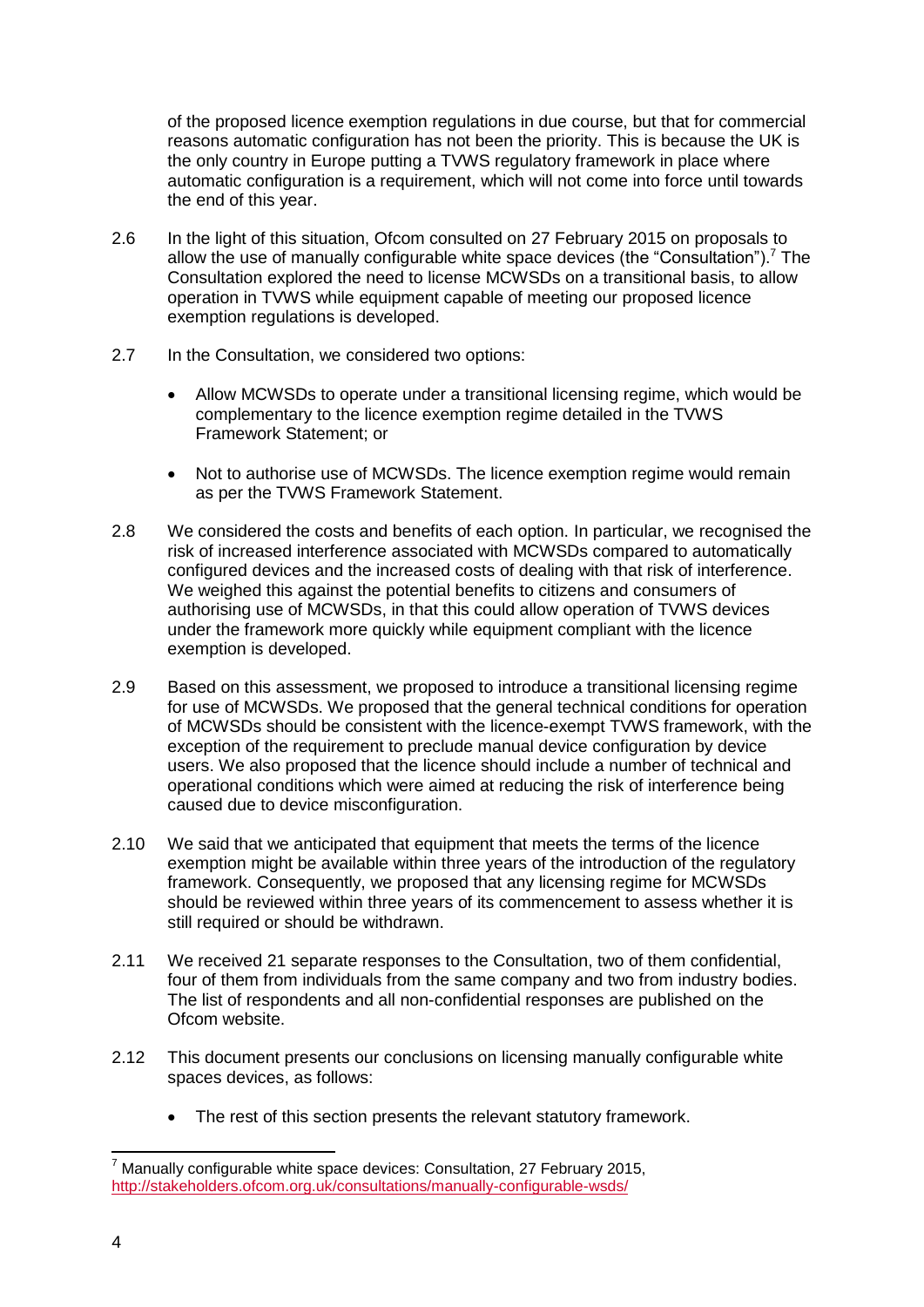of the proposed licence exemption regulations in due course, but that for commercial reasons automatic configuration has not been the priority. This is because the UK is the only country in Europe putting a TVWS regulatory framework in place where automatic configuration is a requirement, which will not come into force until towards the end of this year.

2.6 In the light of this situation, Ofcom consulted on 27 February 2015 on proposals to allow the use of manually configurable white space devices (the "Consultation").[7] The Consultation explored the need to license MCWSDs on a transitional basis, to allow operation in TVWS while equipment capable of meeting our proposed licence exemption regulations is developed.

2.7 In the Consultation, we considered two options:

- Allow MCWSDs to operate under a transitional licensing regime, which would be complementary to the licence exemption regime detailed in the TVWS Framework Statement; or
- Not to authorise use of MCWSDs. The licence exemption regime would remain as per the TVWS Framework Statement.

2.8 We considered the costs and benefits of each option. In particular, we recognised the risk of increased interference associated with MCWSDs compared to automatically configured devices and the increased costs of dealing with that risk of interference. We weighed this against the potential benefits to citizens and consumers of authorising use of MCWSDs, in that this could allow operation of TVWS devices under the framework more quickly while equipment compliant with the licence exemption is developed.

2.9 Based on this assessment, we proposed to introduce a transitional licensing regime for use of MCWSDs. We proposed that the general technical conditions for operation of MCWSDs should be consistent with the licence-exempt TVWS framework, with the exception of the requirement to preclude manual device configuration by device users. We also proposed that the licence should include a number of technical and operational conditions which were aimed at reducing the risk of interference being caused due to device misconfiguration.

2.10 We said that we anticipated that equipment that meets the terms of the licence exemption might be available within three years of the introduction of the regulatory framework. Consequently, we proposed that any licensing regime for MCWSDs should be reviewed within three years of its commencement to assess whether it is still required or should be withdrawn.

2.11 We received 21 separate responses to the Consultation, two of them confidential, four of them from individuals from the same company and two from industry bodies. The list of respondents and all non-confidential responses are published on the Ofcom website.

2.12 This document presents our conclusions on licensing manually configurable white spaces devices, as follows:

- The rest of this section presents the relevant statutory framework.

---

[7] Manually configurable white space devices: Consultation, 27 February 2015, http://stakeholders.ofcom.org.uk/consultations/manually-configurable-wsds/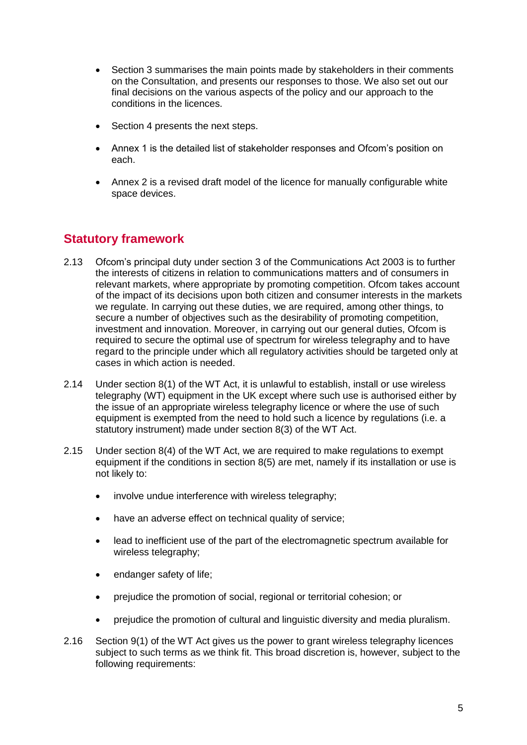- Section 3 summarises the main points made by stakeholders in their comments on the Consultation, and presents our responses to those. We also set out our final decisions on the various aspects of the policy and our approach to the conditions in the licences.
- Section 4 presents the next steps.
- Annex 1 is the detailed list of stakeholder responses and Ofcom's position on each.
- Annex 2 is a revised draft model of the licence for manually configurable white space devices.

## Statutory framework

2.13 Ofcom's principal duty under section 3 of the Communications Act 2003 is to further the interests of citizens in relation to communications matters and of consumers in relevant markets, where appropriate by promoting competition. Ofcom takes account of the impact of its decisions upon both citizen and consumer interests in the markets we regulate. In carrying out these duties, we are required, among other things, to secure a number of objectives such as the desirability of promoting competition, investment and innovation. Moreover, in carrying out our general duties, Ofcom is required to secure the optimal use of spectrum for wireless telegraphy and to have regard to the principle under which all regulatory activities should be targeted only at cases in which action is needed.

2.14 Under section 8(1) of the WT Act, it is unlawful to establish, install or use wireless telegraphy (WT) equipment in the UK except where such use is authorised either by the issue of an appropriate wireless telegraphy licence or where the use of such equipment is exempted from the need to hold such a licence by regulations (i.e. a statutory instrument) made under section 8(3) of the WT Act.

2.15 Under section 8(4) of the WT Act, we are required to make regulations to exempt equipment if the conditions in section 8(5) are met, namely if its installation or use is not likely to:

- involve undue interference with wireless telegraphy;
- have an adverse effect on technical quality of service;
- lead to inefficient use of the part of the electromagnetic spectrum available for wireless telegraphy;
- endanger safety of life;
- prejudice the promotion of social, regional or territorial cohesion; or
- prejudice the promotion of cultural and linguistic diversity and media pluralism.

2.16 Section 9(1) of the WT Act gives us the power to grant wireless telegraphy licences subject to such terms as we think fit. This broad discretion is, however, subject to the following requirements: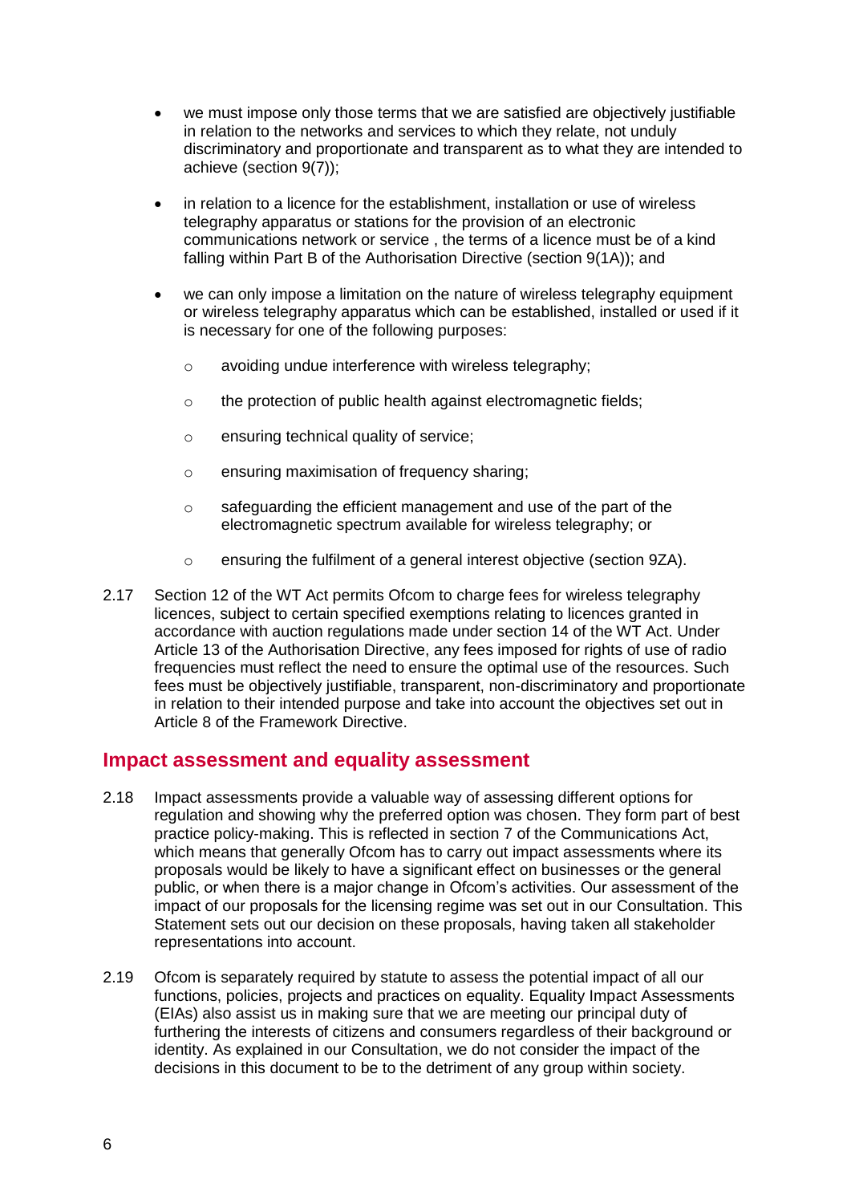- we must impose only those terms that we are satisfied are objectively justifiable in relation to the networks and services to which they relate, not unduly discriminatory and proportionate and transparent as to what they are intended to achieve (section 9(7));

- in relation to a licence for the establishment, installation or use of wireless telegraphy apparatus or stations for the provision of an electronic communications network or service , the terms of a licence must be of a kind falling within Part B of the Authorisation Directive (section 9(1A)); and

- we can only impose a limitation on the nature of wireless telegraphy equipment or wireless telegraphy apparatus which can be established, installed or used if it is necessary for one of the following purposes:

  - avoiding undue interference with wireless telegraphy;

  - the protection of public health against electromagnetic fields;

  - ensuring technical quality of service;

  - ensuring maximisation of frequency sharing;

  - safeguarding the efficient management and use of the part of the electromagnetic spectrum available for wireless telegraphy; or

  - ensuring the fulfilment of a general interest objective (section 9ZA).

2.17 Section 12 of the WT Act permits Ofcom to charge fees for wireless telegraphy licences, subject to certain specified exemptions relating to licences granted in accordance with auction regulations made under section 14 of the WT Act. Under Article 13 of the Authorisation Directive, any fees imposed for rights of use of radio frequencies must reflect the need to ensure the optimal use of the resources. Such fees must be objectively justifiable, transparent, non-discriminatory and proportionate in relation to their intended purpose and take into account the objectives set out in Article 8 of the Framework Directive.

## Impact assessment and equality assessment

2.18 Impact assessments provide a valuable way of assessing different options for regulation and showing why the preferred option was chosen. They form part of best practice policy-making. This is reflected in section 7 of the Communications Act, which means that generally Ofcom has to carry out impact assessments where its proposals would be likely to have a significant effect on businesses or the general public, or when there is a major change in Ofcom's activities. Our assessment of the impact of our proposals for the licensing regime was set out in our Consultation. This Statement sets out our decision on these proposals, having taken all stakeholder representations into account.

2.19 Ofcom is separately required by statute to assess the potential impact of all our functions, policies, projects and practices on equality. Equality Impact Assessments (EIAs) also assist us in making sure that we are meeting our principal duty of furthering the interests of citizens and consumers regardless of their background or identity. As explained in our Consultation, we do not consider the impact of the decisions in this document to be to the detriment of any group within society.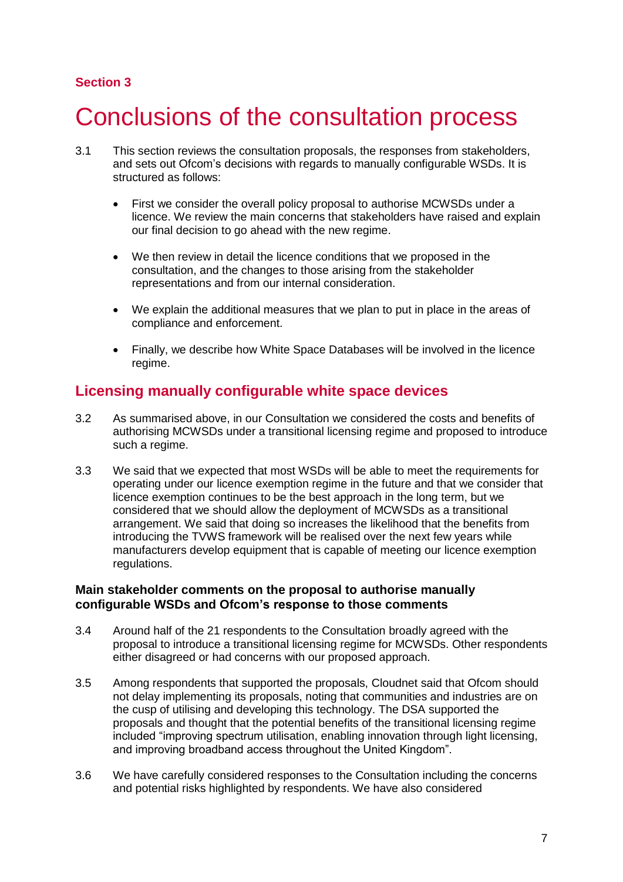Section 3

# Conclusions of the consultation process

3.1 This section reviews the consultation proposals, the responses from stakeholders, and sets out Ofcom's decisions with regards to manually configurable WSDs. It is structured as follows:

- First we consider the overall policy proposal to authorise MCWSDs under a licence. We review the main concerns that stakeholders have raised and explain our final decision to go ahead with the new regime.
- We then review in detail the licence conditions that we proposed in the consultation, and the changes to those arising from the stakeholder representations and from our internal consideration.
- We explain the additional measures that we plan to put in place in the areas of compliance and enforcement.
- Finally, we describe how White Space Databases will be involved in the licence regime.

## Licensing manually configurable white space devices

3.2 As summarised above, in our Consultation we considered the costs and benefits of authorising MCWSDs under a transitional licensing regime and proposed to introduce such a regime.

3.3 We said that we expected that most WSDs will be able to meet the requirements for operating under our licence exemption regime in the future and that we consider that licence exemption continues to be the best approach in the long term, but we considered that we should allow the deployment of MCWSDs as a transitional arrangement. We said that doing so increases the likelihood that the benefits from introducing the TVWS framework will be realised over the next few years while manufacturers develop equipment that is capable of meeting our licence exemption regulations.

### Main stakeholder comments on the proposal to authorise manually configurable WSDs and Ofcom's response to those comments

3.4 Around half of the 21 respondents to the Consultation broadly agreed with the proposal to introduce a transitional licensing regime for MCWSDs. Other respondents either disagreed or had concerns with our proposed approach.

3.5 Among respondents that supported the proposals, Cloudnet said that Ofcom should not delay implementing its proposals, noting that communities and industries are on the cusp of utilising and developing this technology. The DSA supported the proposals and thought that the potential benefits of the transitional licensing regime included "improving spectrum utilisation, enabling innovation through light licensing, and improving broadband access throughout the United Kingdom".

3.6 We have carefully considered responses to the Consultation including the concerns and potential risks highlighted by respondents. We have also considered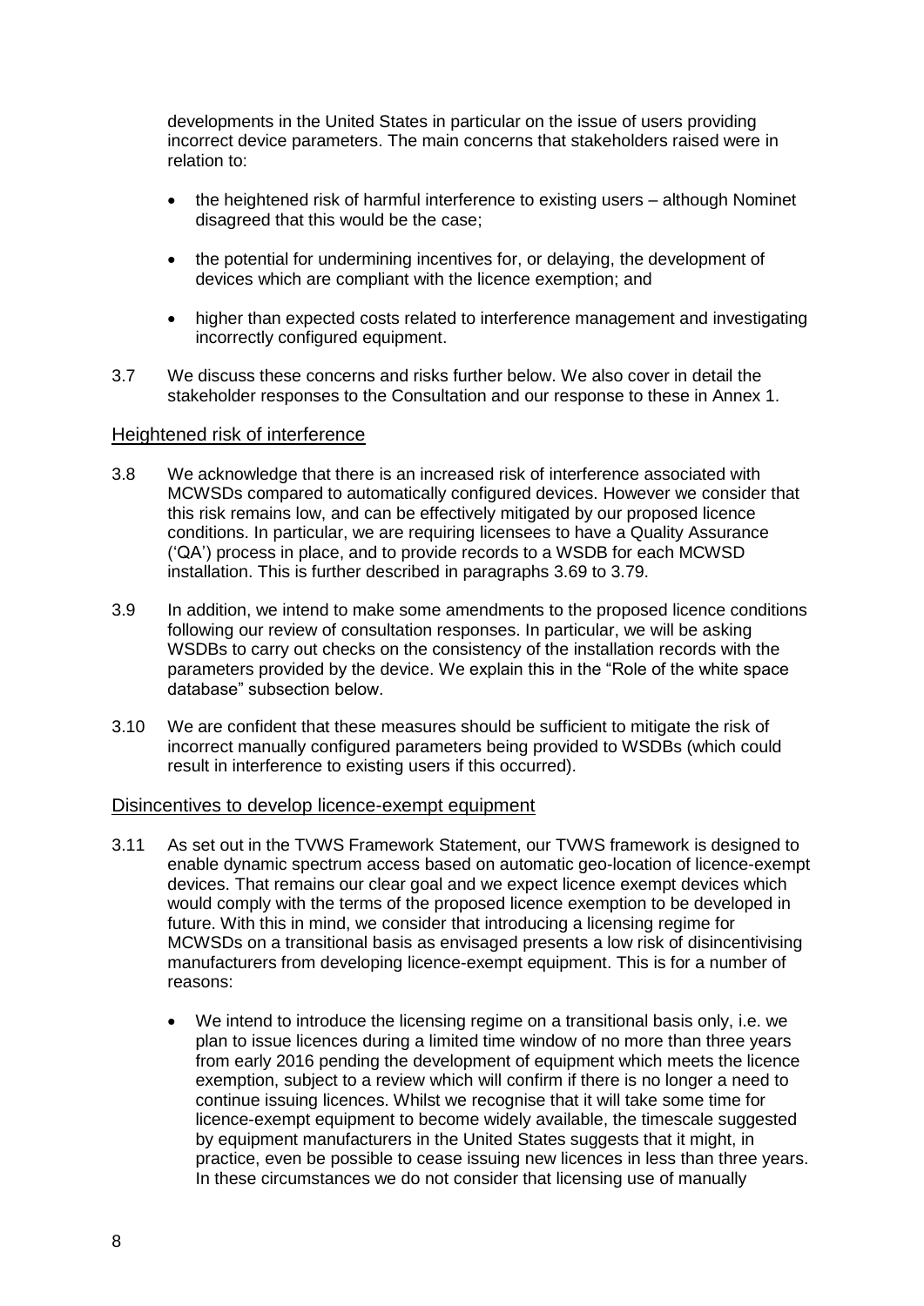developments in the United States in particular on the issue of users providing incorrect device parameters. The main concerns that stakeholders raised were in relation to:

- the heightened risk of harmful interference to existing users – although Nominet disagreed that this would be the case;
- the potential for undermining incentives for, or delaying, the development of devices which are compliant with the licence exemption; and
- higher than expected costs related to interference management and investigating incorrectly configured equipment.

3.7 We discuss these concerns and risks further below. We also cover in detail the stakeholder responses to the Consultation and our response to these in Annex 1.

## Heightened risk of interference

3.8 We acknowledge that there is an increased risk of interference associated with MCWSDs compared to automatically configured devices. However we consider that this risk remains low, and can be effectively mitigated by our proposed licence conditions. In particular, we are requiring licensees to have a Quality Assurance ('QA') process in place, and to provide records to a WSDB for each MCWSD installation. This is further described in paragraphs 3.69 to 3.79.

3.9 In addition, we intend to make some amendments to the proposed licence conditions following our review of consultation responses. In particular, we will be asking WSDBs to carry out checks on the consistency of the installation records with the parameters provided by the device. We explain this in the "Role of the white space database" subsection below.

3.10 We are confident that these measures should be sufficient to mitigate the risk of incorrect manually configured parameters being provided to WSDBs (which could result in interference to existing users if this occurred).

## Disincentives to develop licence-exempt equipment

3.11 As set out in the TVWS Framework Statement, our TVWS framework is designed to enable dynamic spectrum access based on automatic geo-location of licence-exempt devices. That remains our clear goal and we expect licence exempt devices which would comply with the terms of the proposed licence exemption to be developed in future. With this in mind, we consider that introducing a licensing regime for MCWSDs on a transitional basis as envisaged presents a low risk of disincentivising manufacturers from developing licence-exempt equipment. This is for a number of reasons:

- We intend to introduce the licensing regime on a transitional basis only, i.e. we plan to issue licences during a limited time window of no more than three years from early 2016 pending the development of equipment which meets the licence exemption, subject to a review which will confirm if there is no longer a need to continue issuing licences. Whilst we recognise that it will take some time for licence-exempt equipment to become widely available, the timescale suggested by equipment manufacturers in the United States suggests that it might, in practice, even be possible to cease issuing new licences in less than three years. In these circumstances we do not consider that licensing use of manually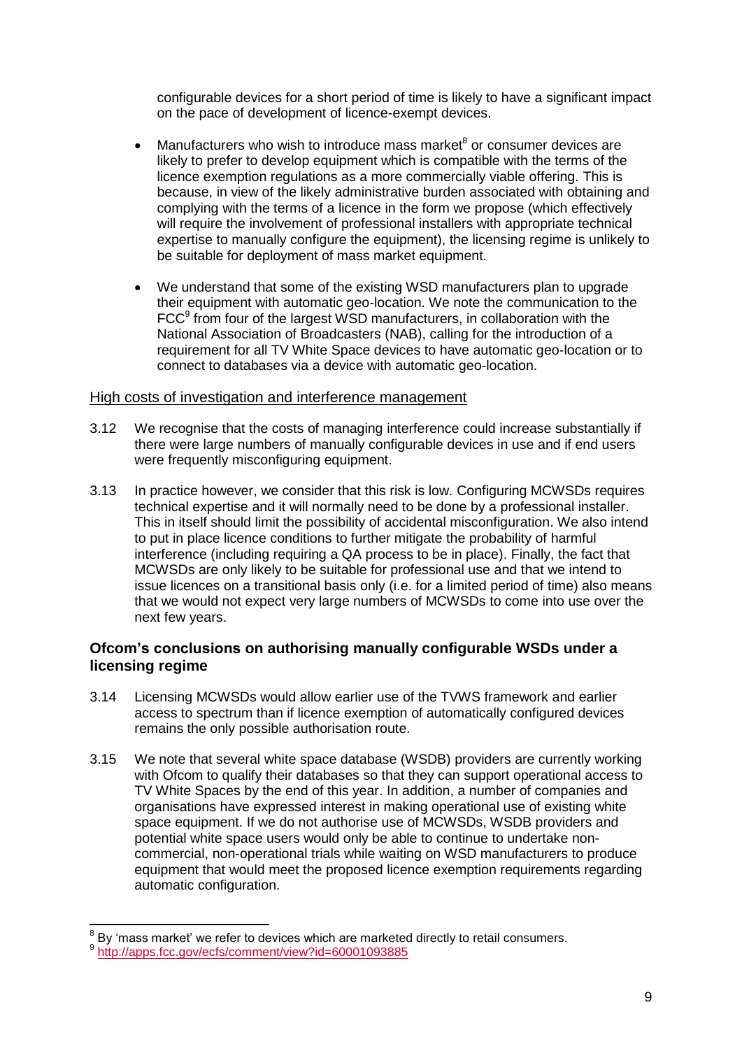configurable devices for a short period of time is likely to have a significant impact on the pace of development of licence-exempt devices.

- Manufacturers who wish to introduce mass market[8] or consumer devices are likely to prefer to develop equipment which is compatible with the terms of the licence exemption regulations as a more commercially viable offering. This is because, in view of the likely administrative burden associated with obtaining and complying with the terms of a licence in the form we propose (which effectively will require the involvement of professional installers with appropriate technical expertise to manually configure the equipment), the licensing regime is unlikely to be suitable for deployment of mass market equipment.

- We understand that some of the existing WSD manufacturers plan to upgrade their equipment with automatic geo-location. We note the communication to the FCC[9] from four of the largest WSD manufacturers, in collaboration with the National Association of Broadcasters (NAB), calling for the introduction of a requirement for all TV White Space devices to have automatic geo-location or to connect to databases via a device with automatic geo-location.

<u>High costs of investigation and interference management</u>

3.12 We recognise that the costs of managing interference could increase substantially if there were large numbers of manually configurable devices in use and if end users were frequently misconfiguring equipment.

3.13 In practice however, we consider that this risk is low. Configuring MCWSDs requires technical expertise and it will normally need to be done by a professional installer. This in itself should limit the possibility of accidental misconfiguration. We also intend to put in place licence conditions to further mitigate the probability of harmful interference (including requiring a QA process to be in place). Finally, the fact that MCWSDs are only likely to be suitable for professional use and that we intend to issue licences on a transitional basis only (i.e. for a limited period of time) also means that we would not expect very large numbers of MCWSDs to come into use over the next few years.

### Ofcom's conclusions on authorising manually configurable WSDs under a licensing regime

3.14 Licensing MCWSDs would allow earlier use of the TVWS framework and earlier access to spectrum than if licence exemption of automatically configured devices remains the only possible authorisation route.

3.15 We note that several white space database (WSDB) providers are currently working with Ofcom to qualify their databases so that they can support operational access to TV White Spaces by the end of this year. In addition, a number of companies and organisations have expressed interest in making operational use of existing white space equipment. If we do not authorise use of MCWSDs, WSDB providers and potential white space users would only be able to continue to undertake non-commercial, non-operational trials while waiting on WSD manufacturers to produce equipment that would meet the proposed licence exemption requirements regarding automatic configuration.

---

[8] By 'mass market' we refer to devices which are marketed directly to retail consumers.

[9] http://apps.fcc.gov/ecfs/comment/view?id=60001093885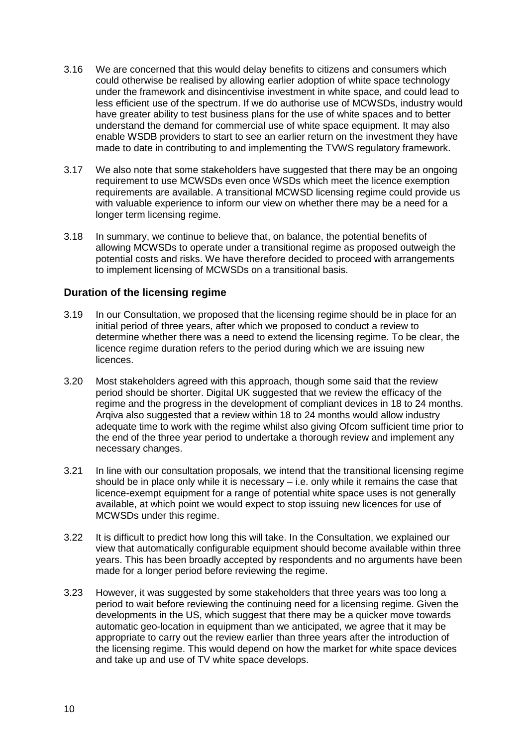3.16 We are concerned that this would delay benefits to citizens and consumers which could otherwise be realised by allowing earlier adoption of white space technology under the framework and disincentivise investment in white space, and could lead to less efficient use of the spectrum. If we do authorise use of MCWSDs, industry would have greater ability to test business plans for the use of white spaces and to better understand the demand for commercial use of white space equipment. It may also enable WSDB providers to start to see an earlier return on the investment they have made to date in contributing to and implementing the TVWS regulatory framework.

3.17 We also note that some stakeholders have suggested that there may be an ongoing requirement to use MCWSDs even once WSDs which meet the licence exemption requirements are available. A transitional MCWSD licensing regime could provide us with valuable experience to inform our view on whether there may be a need for a longer term licensing regime.

3.18 In summary, we continue to believe that, on balance, the potential benefits of allowing MCWSDs to operate under a transitional regime as proposed outweigh the potential costs and risks. We have therefore decided to proceed with arrangements to implement licensing of MCWSDs on a transitional basis.

### Duration of the licensing regime

3.19 In our Consultation, we proposed that the licensing regime should be in place for an initial period of three years, after which we proposed to conduct a review to determine whether there was a need to extend the licensing regime. To be clear, the licence regime duration refers to the period during which we are issuing new licences.

3.20 Most stakeholders agreed with this approach, though some said that the review period should be shorter. Digital UK suggested that we review the efficacy of the regime and the progress in the development of compliant devices in 18 to 24 months. Arqiva also suggested that a review within 18 to 24 months would allow industry adequate time to work with the regime whilst also giving Ofcom sufficient time prior to the end of the three year period to undertake a thorough review and implement any necessary changes.

3.21 In line with our consultation proposals, we intend that the transitional licensing regime should be in place only while it is necessary – i.e. only while it remains the case that licence-exempt equipment for a range of potential white space uses is not generally available, at which point we would expect to stop issuing new licences for use of MCWSDs under this regime.

3.22 It is difficult to predict how long this will take. In the Consultation, we explained our view that automatically configurable equipment should become available within three years. This has been broadly accepted by respondents and no arguments have been made for a longer period before reviewing the regime.

3.23 However, it was suggested by some stakeholders that three years was too long a period to wait before reviewing the continuing need for a licensing regime. Given the developments in the US, which suggest that there may be a quicker move towards automatic geo-location in equipment than we anticipated, we agree that it may be appropriate to carry out the review earlier than three years after the introduction of the licensing regime. This would depend on how the market for white space devices and take up and use of TV white space develops.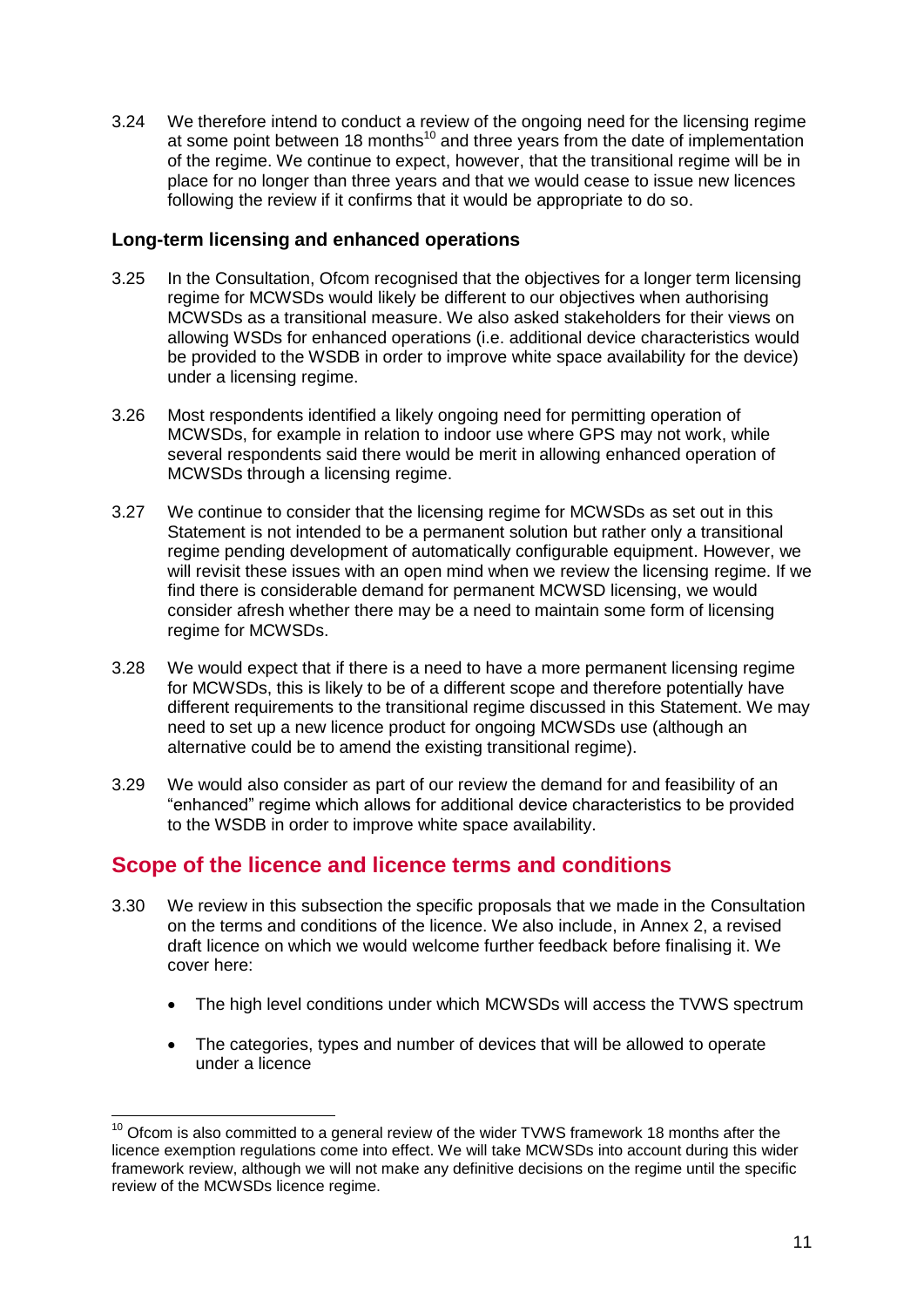3.24 We therefore intend to conduct a review of the ongoing need for the licensing regime at some point between 18 months[10] and three years from the date of implementation of the regime. We continue to expect, however, that the transitional regime will be in place for no longer than three years and that we would cease to issue new licences following the review if it confirms that it would be appropriate to do so.

### Long-term licensing and enhanced operations

3.25 In the Consultation, Ofcom recognised that the objectives for a longer term licensing regime for MCWSDs would likely be different to our objectives when authorising MCWSDs as a transitional measure. We also asked stakeholders for their views on allowing WSDs for enhanced operations (i.e. additional device characteristics would be provided to the WSDB in order to improve white space availability for the device) under a licensing regime.

3.26 Most respondents identified a likely ongoing need for permitting operation of MCWSDs, for example in relation to indoor use where GPS may not work, while several respondents said there would be merit in allowing enhanced operation of MCWSDs through a licensing regime.

3.27 We continue to consider that the licensing regime for MCWSDs as set out in this Statement is not intended to be a permanent solution but rather only a transitional regime pending development of automatically configurable equipment. However, we will revisit these issues with an open mind when we review the licensing regime. If we find there is considerable demand for permanent MCWSD licensing, we would consider afresh whether there may be a need to maintain some form of licensing regime for MCWSDs.

3.28 We would expect that if there is a need to have a more permanent licensing regime for MCWSDs, this is likely to be of a different scope and therefore potentially have different requirements to the transitional regime discussed in this Statement. We may need to set up a new licence product for ongoing MCWSDs use (although an alternative could be to amend the existing transitional regime).

3.29 We would also consider as part of our review the demand for and feasibility of an "enhanced" regime which allows for additional device characteristics to be provided to the WSDB in order to improve white space availability.

## Scope of the licence and licence terms and conditions

3.30 We review in this subsection the specific proposals that we made in the Consultation on the terms and conditions of the licence. We also include, in Annex 2, a revised draft licence on which we would welcome further feedback before finalising it. We cover here:

- The high level conditions under which MCWSDs will access the TVWS spectrum
- The categories, types and number of devices that will be allowed to operate under a licence

[10] Ofcom is also committed to a general review of the wider TVWS framework 18 months after the licence exemption regulations come into effect. We will take MCWSDs into account during this wider framework review, although we will not make any definitive decisions on the regime until the specific review of the MCWSDs licence regime.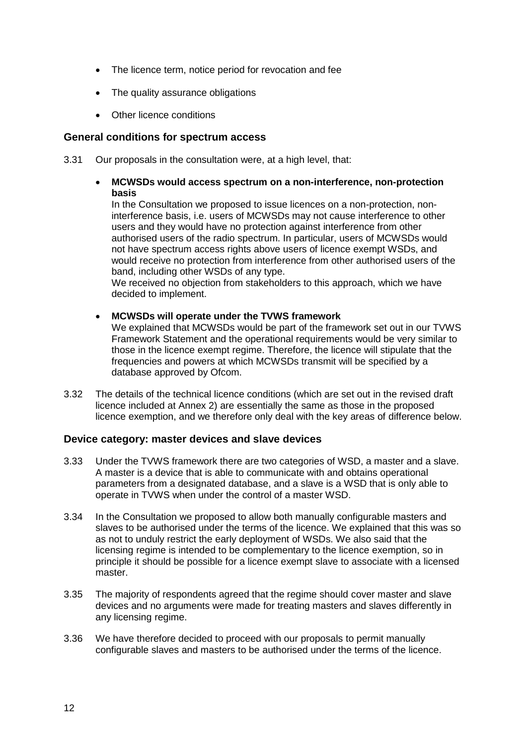- The licence term, notice period for revocation and fee
- The quality assurance obligations
- Other licence conditions

### General conditions for spectrum access

3.31 Our proposals in the consultation were, at a high level, that:

- **MCWSDs would access spectrum on a non-interference, non-protection basis**
  In the Consultation we proposed to issue licences on a non-protection, non-interference basis, i.e. users of MCWSDs may not cause interference to other users and they would have no protection against interference from other authorised users of the radio spectrum. In particular, users of MCWSDs would not have spectrum access rights above users of licence exempt WSDs, and would receive no protection from interference from other authorised users of the band, including other WSDs of any type.
  We received no objection from stakeholders to this approach, which we have decided to implement.

- **MCWSDs will operate under the TVWS framework**
  We explained that MCWSDs would be part of the framework set out in our TVWS Framework Statement and the operational requirements would be very similar to those in the licence exempt regime. Therefore, the licence will stipulate that the frequencies and powers at which MCWSDs transmit will be specified by a database approved by Ofcom.

3.32 The details of the technical licence conditions (which are set out in the revised draft licence included at Annex 2) are essentially the same as those in the proposed licence exemption, and we therefore only deal with the key areas of difference below.

### Device category: master devices and slave devices

3.33 Under the TVWS framework there are two categories of WSD, a master and a slave. A master is a device that is able to communicate with and obtains operational parameters from a designated database, and a slave is a WSD that is only able to operate in TVWS when under the control of a master WSD.

3.34 In the Consultation we proposed to allow both manually configurable masters and slaves to be authorised under the terms of the licence. We explained that this was so as not to unduly restrict the early deployment of WSDs. We also said that the licensing regime is intended to be complementary to the licence exemption, so in principle it should be possible for a licence exempt slave to associate with a licensed master.

3.35 The majority of respondents agreed that the regime should cover master and slave devices and no arguments were made for treating masters and slaves differently in any licensing regime.

3.36 We have therefore decided to proceed with our proposals to permit manually configurable slaves and masters to be authorised under the terms of the licence.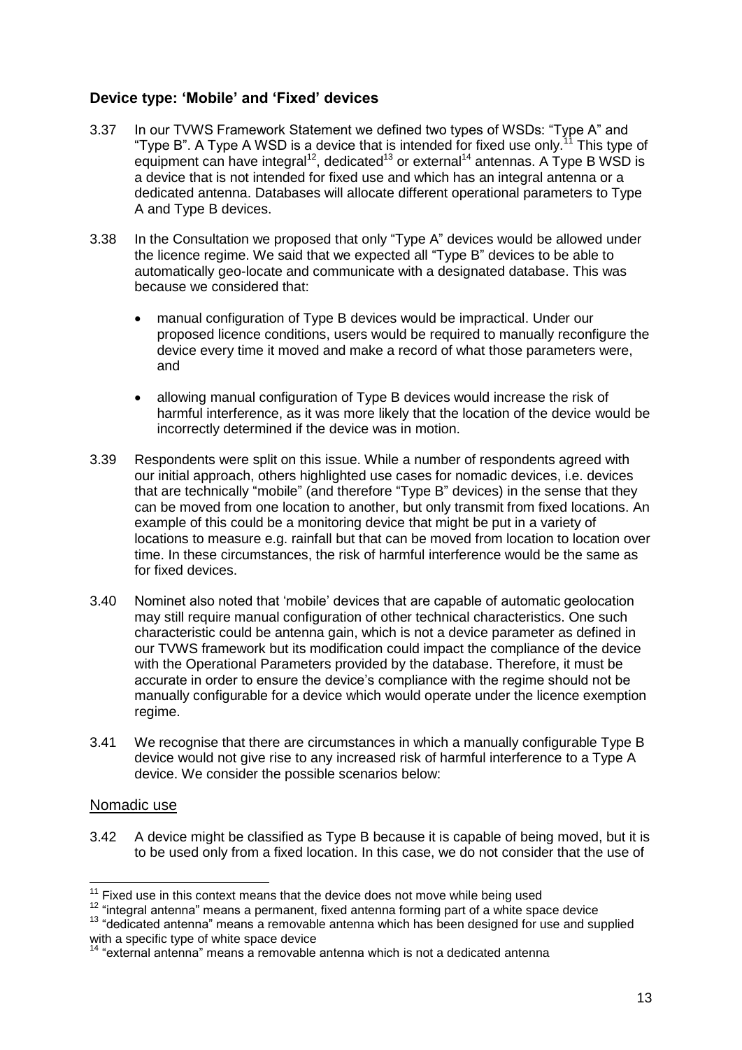### Device type: 'Mobile' and 'Fixed' devices

3.37 In our TVWS Framework Statement we defined two types of WSDs: "Type A" and "Type B". A Type A WSD is a device that is intended for fixed use only.[11] This type of equipment can have integral[12], dedicated[13] or external[14] antennas. A Type B WSD is a device that is not intended for fixed use and which has an integral antenna or a dedicated antenna. Databases will allocate different operational parameters to Type A and Type B devices.

3.38 In the Consultation we proposed that only "Type A" devices would be allowed under the licence regime. We said that we expected all "Type B" devices to be able to automatically geo-locate and communicate with a designated database. This was because we considered that:

- manual configuration of Type B devices would be impractical. Under our proposed licence conditions, users would be required to manually reconfigure the device every time it moved and make a record of what those parameters were, and
- allowing manual configuration of Type B devices would increase the risk of harmful interference, as it was more likely that the location of the device would be incorrectly determined if the device was in motion.

3.39 Respondents were split on this issue. While a number of respondents agreed with our initial approach, others highlighted use cases for nomadic devices, i.e. devices that are technically "mobile" (and therefore "Type B" devices) in the sense that they can be moved from one location to another, but only transmit from fixed locations. An example of this could be a monitoring device that might be put in a variety of locations to measure e.g. rainfall but that can be moved from location to location over time. In these circumstances, the risk of harmful interference would be the same as for fixed devices.

3.40 Nominet also noted that 'mobile' devices that are capable of automatic geolocation may still require manual configuration of other technical characteristics. One such characteristic could be antenna gain, which is not a device parameter as defined in our TVWS framework but its modification could impact the compliance of the device with the Operational Parameters provided by the database. Therefore, it must be accurate in order to ensure the device's compliance with the regime should not be manually configurable for a device which would operate under the licence exemption regime.

3.41 We recognise that there are circumstances in which a manually configurable Type B device would not give rise to any increased risk of harmful interference to a Type A device. We consider the possible scenarios below:

#### Nomadic use

3.42 A device might be classified as Type B because it is capable of being moved, but it is to be used only from a fixed location. In this case, we do not consider that the use of

[11] Fixed use in this context means that the device does not move while being used

[12] "integral antenna" means a permanent, fixed antenna forming part of a white space device

[13] "dedicated antenna" means a removable antenna which has been designed for use and supplied with a specific type of white space device

[14] "external antenna" means a removable antenna which is not a dedicated antenna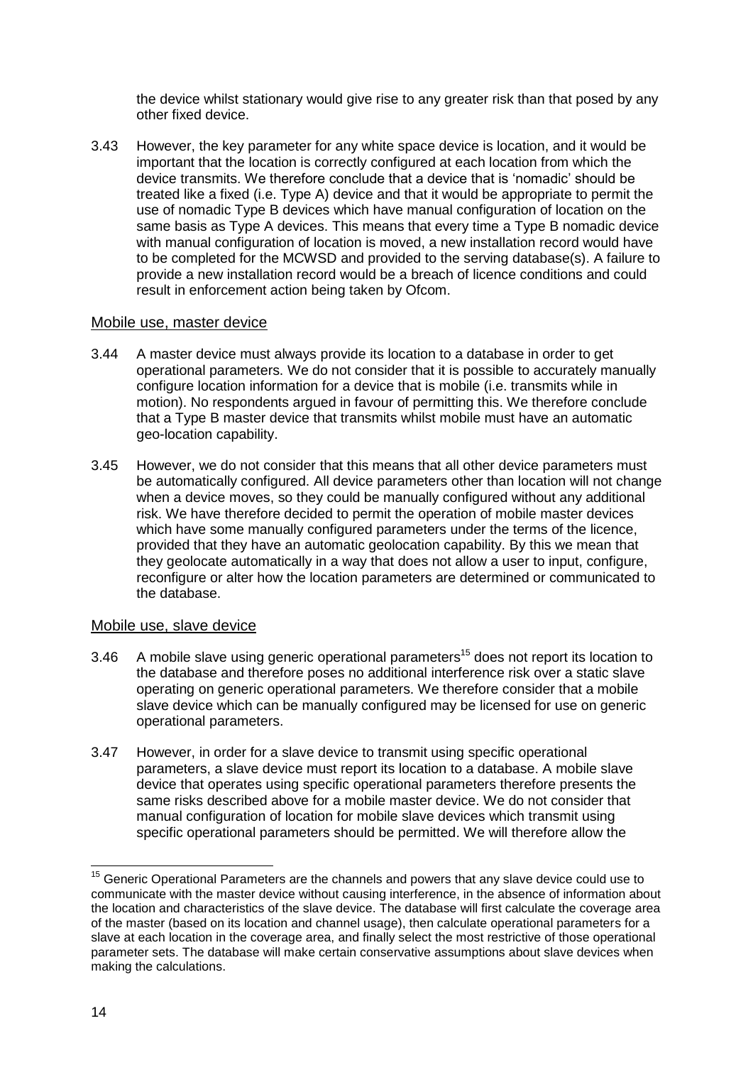the device whilst stationary would give rise to any greater risk than that posed by any other fixed device.

3.43 However, the key parameter for any white space device is location, and it would be important that the location is correctly configured at each location from which the device transmits. We therefore conclude that a device that is 'nomadic' should be treated like a fixed (i.e. Type A) device and that it would be appropriate to permit the use of nomadic Type B devices which have manual configuration of location on the same basis as Type A devices. This means that every time a Type B nomadic device with manual configuration of location is moved, a new installation record would have to be completed for the MCWSD and provided to the serving database(s). A failure to provide a new installation record would be a breach of licence conditions and could result in enforcement action being taken by Ofcom.

### Mobile use, master device

3.44 A master device must always provide its location to a database in order to get operational parameters. We do not consider that it is possible to accurately manually configure location information for a device that is mobile (i.e. transmits while in motion). No respondents argued in favour of permitting this. We therefore conclude that a Type B master device that transmits whilst mobile must have an automatic geo-location capability.

3.45 However, we do not consider that this means that all other device parameters must be automatically configured. All device parameters other than location will not change when a device moves, so they could be manually configured without any additional risk. We have therefore decided to permit the operation of mobile master devices which have some manually configured parameters under the terms of the licence, provided that they have an automatic geolocation capability. By this we mean that they geolocate automatically in a way that does not allow a user to input, configure, reconfigure or alter how the location parameters are determined or communicated to the database.

### Mobile use, slave device

3.46 A mobile slave using generic operational parameters[15] does not report its location to the database and therefore poses no additional interference risk over a static slave operating on generic operational parameters. We therefore consider that a mobile slave device which can be manually configured may be licensed for use on generic operational parameters.

3.47 However, in order for a slave device to transmit using specific operational parameters, a slave device must report its location to a database. A mobile slave device that operates using specific operational parameters therefore presents the same risks described above for a mobile master device. We do not consider that manual configuration of location for mobile slave devices which transmit using specific operational parameters should be permitted. We will therefore allow the

---

[15] Generic Operational Parameters are the channels and powers that any slave device could use to communicate with the master device without causing interference, in the absence of information about the location and characteristics of the slave device. The database will first calculate the coverage area of the master (based on its location and channel usage), then calculate operational parameters for a slave at each location in the coverage area, and finally select the most restrictive of those operational parameter sets. The database will make certain conservative assumptions about slave devices when making the calculations.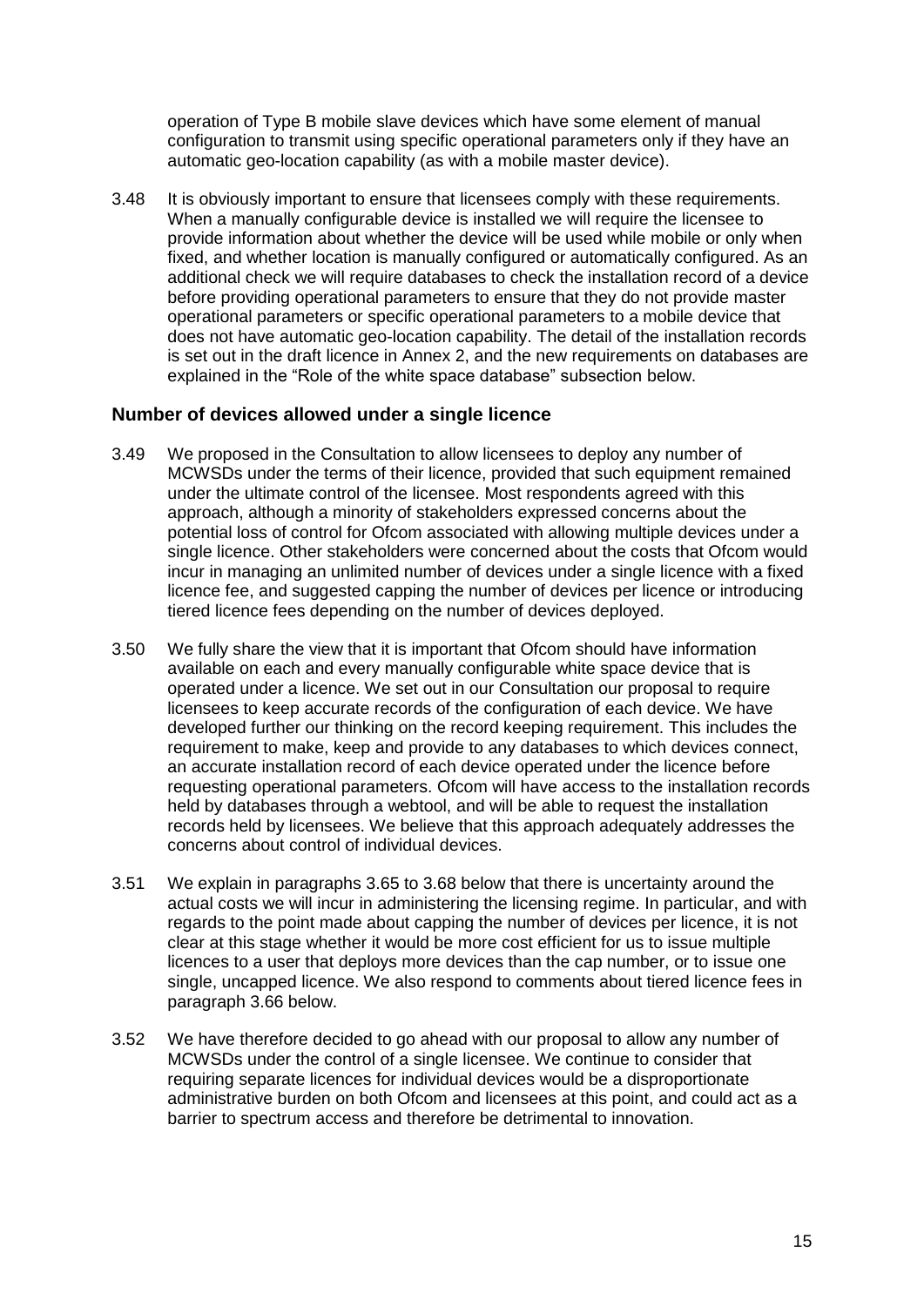operation of Type B mobile slave devices which have some element of manual configuration to transmit using specific operational parameters only if they have an automatic geo-location capability (as with a mobile master device).

3.48 It is obviously important to ensure that licensees comply with these requirements. When a manually configurable device is installed we will require the licensee to provide information about whether the device will be used while mobile or only when fixed, and whether location is manually configured or automatically configured. As an additional check we will require databases to check the installation record of a device before providing operational parameters to ensure that they do not provide master operational parameters or specific operational parameters to a mobile device that does not have automatic geo-location capability. The detail of the installation records is set out in the draft licence in Annex 2, and the new requirements on databases are explained in the "Role of the white space database" subsection below.

### Number of devices allowed under a single licence

3.49 We proposed in the Consultation to allow licensees to deploy any number of MCWSDs under the terms of their licence, provided that such equipment remained under the ultimate control of the licensee. Most respondents agreed with this approach, although a minority of stakeholders expressed concerns about the potential loss of control for Ofcom associated with allowing multiple devices under a single licence. Other stakeholders were concerned about the costs that Ofcom would incur in managing an unlimited number of devices under a single licence with a fixed licence fee, and suggested capping the number of devices per licence or introducing tiered licence fees depending on the number of devices deployed.

3.50 We fully share the view that it is important that Ofcom should have information available on each and every manually configurable white space device that is operated under a licence. We set out in our Consultation our proposal to require licensees to keep accurate records of the configuration of each device. We have developed further our thinking on the record keeping requirement. This includes the requirement to make, keep and provide to any databases to which devices connect, an accurate installation record of each device operated under the licence before requesting operational parameters. Ofcom will have access to the installation records held by databases through a webtool, and will be able to request the installation records held by licensees. We believe that this approach adequately addresses the concerns about control of individual devices.

3.51 We explain in paragraphs 3.65 to 3.68 below that there is uncertainty around the actual costs we will incur in administering the licensing regime. In particular, and with regards to the point made about capping the number of devices per licence, it is not clear at this stage whether it would be more cost efficient for us to issue multiple licences to a user that deploys more devices than the cap number, or to issue one single, uncapped licence. We also respond to comments about tiered licence fees in paragraph 3.66 below.

3.52 We have therefore decided to go ahead with our proposal to allow any number of MCWSDs under the control of a single licensee. We continue to consider that requiring separate licences for individual devices would be a disproportionate administrative burden on both Ofcom and licensees at this point, and could act as a barrier to spectrum access and therefore be detrimental to innovation.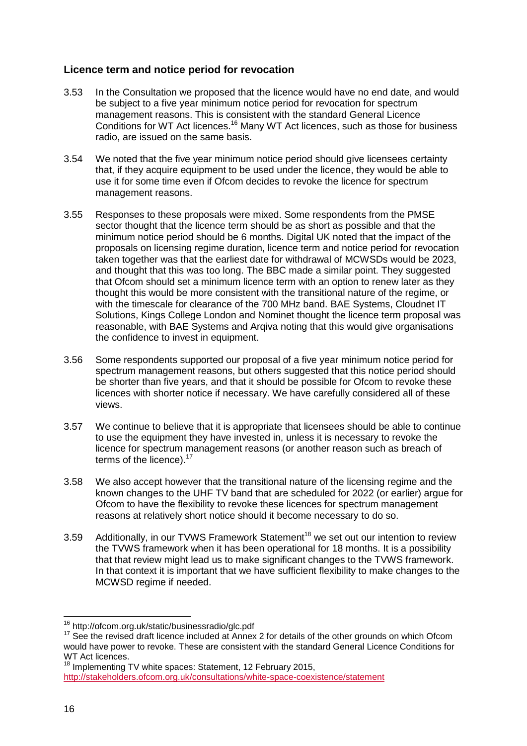### Licence term and notice period for revocation

3.53 In the Consultation we proposed that the licence would have no end date, and would be subject to a five year minimum notice period for revocation for spectrum management reasons. This is consistent with the standard General Licence Conditions for WT Act licences.[16] Many WT Act licences, such as those for business radio, are issued on the same basis.

3.54 We noted that the five year minimum notice period should give licensees certainty that, if they acquire equipment to be used under the licence, they would be able to use it for some time even if Ofcom decides to revoke the licence for spectrum management reasons.

3.55 Responses to these proposals were mixed. Some respondents from the PMSE sector thought that the licence term should be as short as possible and that the minimum notice period should be 6 months. Digital UK noted that the impact of the proposals on licensing regime duration, licence term and notice period for revocation taken together was that the earliest date for withdrawal of MCWSDs would be 2023, and thought that this was too long. The BBC made a similar point. They suggested that Ofcom should set a minimum licence term with an option to renew later as they thought this would be more consistent with the transitional nature of the regime, or with the timescale for clearance of the 700 MHz band. BAE Systems, Cloudnet IT Solutions, Kings College London and Nominet thought the licence term proposal was reasonable, with BAE Systems and Arqiva noting that this would give organisations the confidence to invest in equipment.

3.56 Some respondents supported our proposal of a five year minimum notice period for spectrum management reasons, but others suggested that this notice period should be shorter than five years, and that it should be possible for Ofcom to revoke these licences with shorter notice if necessary. We have carefully considered all of these views.

3.57 We continue to believe that it is appropriate that licensees should be able to continue to use the equipment they have invested in, unless it is necessary to revoke the licence for spectrum management reasons (or another reason such as breach of terms of the licence).[17]

3.58 We also accept however that the transitional nature of the licensing regime and the known changes to the UHF TV band that are scheduled for 2022 (or earlier) argue for Ofcom to have the flexibility to revoke these licences for spectrum management reasons at relatively short notice should it become necessary to do so.

3.59 Additionally, in our TVWS Framework Statement[18] we set out our intention to review the TVWS framework when it has been operational for 18 months. It is a possibility that that review might lead us to make significant changes to the TVWS framework. In that context it is important that we have sufficient flexibility to make changes to the MCWSD regime if needed.

---

[16] http://ofcom.org.uk/static/businessradio/glc.pdf

[17] See the revised draft licence included at Annex 2 for details of the other grounds on which Ofcom would have power to revoke. These are consistent with the standard General Licence Conditions for WT Act licences.

[18] Implementing TV white spaces: Statement, 12 February 2015, http://stakeholders.ofcom.org.uk/consultations/white-space-coexistence/statement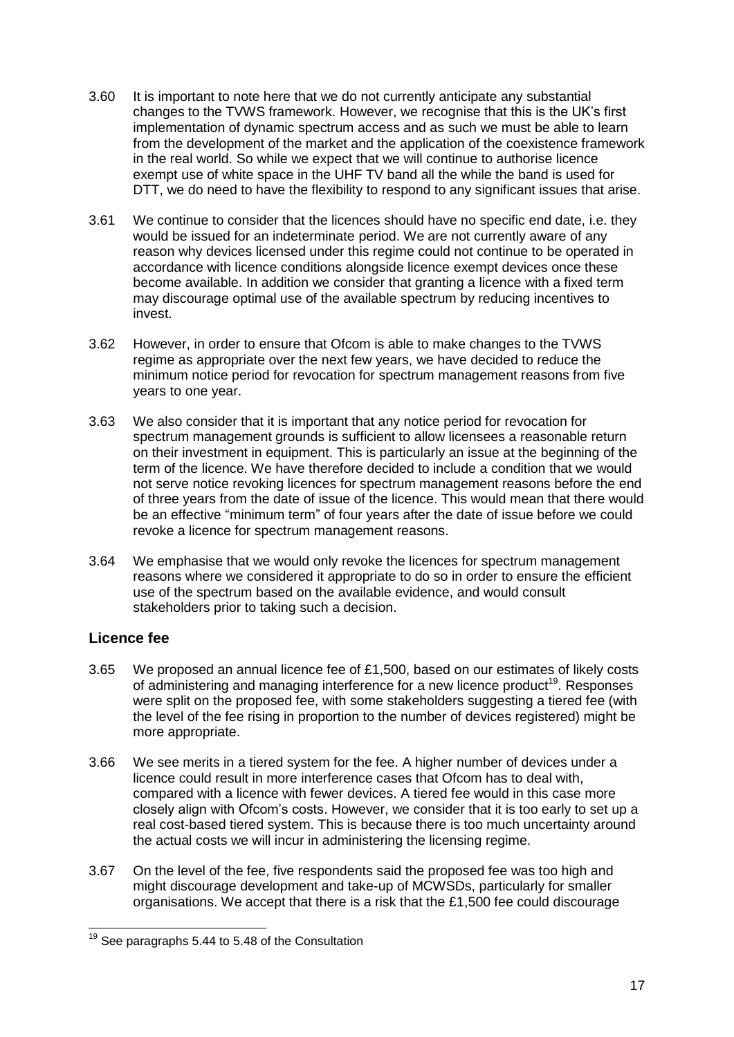3.60 It is important to note here that we do not currently anticipate any substantial changes to the TVWS framework. However, we recognise that this is the UK's first implementation of dynamic spectrum access and as such we must be able to learn from the development of the market and the application of the coexistence framework in the real world. So while we expect that we will continue to authorise licence exempt use of white space in the UHF TV band all the while the band is used for DTT, we do need to have the flexibility to respond to any significant issues that arise.

3.61 We continue to consider that the licences should have no specific end date, i.e. they would be issued for an indeterminate period. We are not currently aware of any reason why devices licensed under this regime could not continue to be operated in accordance with licence conditions alongside licence exempt devices once these become available. In addition we consider that granting a licence with a fixed term may discourage optimal use of the available spectrum by reducing incentives to invest.

3.62 However, in order to ensure that Ofcom is able to make changes to the TVWS regime as appropriate over the next few years, we have decided to reduce the minimum notice period for revocation for spectrum management reasons from five years to one year.

3.63 We also consider that it is important that any notice period for revocation for spectrum management grounds is sufficient to allow licensees a reasonable return on their investment in equipment. This is particularly an issue at the beginning of the term of the licence. We have therefore decided to include a condition that we would not serve notice revoking licences for spectrum management reasons before the end of three years from the date of issue of the licence. This would mean that there would be an effective "minimum term" of four years after the date of issue before we could revoke a licence for spectrum management reasons.

3.64 We emphasise that we would only revoke the licences for spectrum management reasons where we considered it appropriate to do so in order to ensure the efficient use of the spectrum based on the available evidence, and would consult stakeholders prior to taking such a decision.

### Licence fee

3.65 We proposed an annual licence fee of £1,500, based on our estimates of likely costs of administering and managing interference for a new licence product[19]. Responses were split on the proposed fee, with some stakeholders suggesting a tiered fee (with the level of the fee rising in proportion to the number of devices registered) might be more appropriate.

3.66 We see merits in a tiered system for the fee. A higher number of devices under a licence could result in more interference cases that Ofcom has to deal with, compared with a licence with fewer devices. A tiered fee would in this case more closely align with Ofcom's costs. However, we consider that it is too early to set up a real cost-based tiered system. This is because there is too much uncertainty around the actual costs we will incur in administering the licensing regime.

3.67 On the level of the fee, five respondents said the proposed fee was too high and might discourage development and take-up of MCWSDs, particularly for smaller organisations. We accept that there is a risk that the £1,500 fee could discourage

[19] See paragraphs 5.44 to 5.48 of the Consultation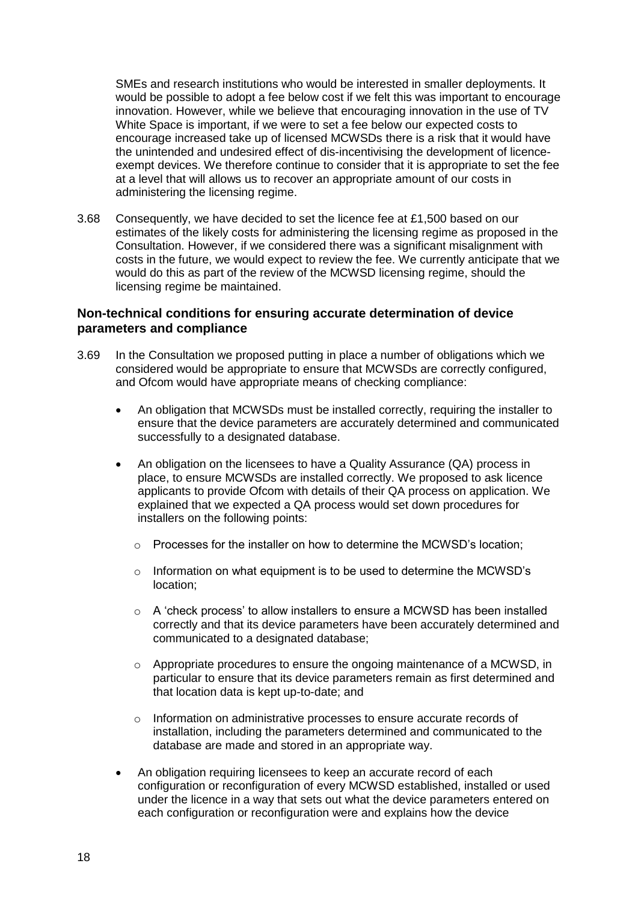SMEs and research institutions who would be interested in smaller deployments. It would be possible to adopt a fee below cost if we felt this was important to encourage innovation. However, while we believe that encouraging innovation in the use of TV White Space is important, if we were to set a fee below our expected costs to encourage increased take up of licensed MCWSDs there is a risk that it would have the unintended and undesired effect of dis-incentivising the development of licence-exempt devices. We therefore continue to consider that it is appropriate to set the fee at a level that will allows us to recover an appropriate amount of our costs in administering the licensing regime.

3.68 Consequently, we have decided to set the licence fee at £1,500 based on our estimates of the likely costs for administering the licensing regime as proposed in the Consultation. However, if we considered there was a significant misalignment with costs in the future, we would expect to review the fee. We currently anticipate that we would do this as part of the review of the MCWSD licensing regime, should the licensing regime be maintained.

### Non-technical conditions for ensuring accurate determination of device parameters and compliance

3.69 In the Consultation we proposed putting in place a number of obligations which we considered would be appropriate to ensure that MCWSDs are correctly configured, and Ofcom would have appropriate means of checking compliance:

- An obligation that MCWSDs must be installed correctly, requiring the installer to ensure that the device parameters are accurately determined and communicated successfully to a designated database.
- An obligation on the licensees to have a Quality Assurance (QA) process in place, to ensure MCWSDs are installed correctly. We proposed to ask licence applicants to provide Ofcom with details of their QA process on application. We explained that we expected a QA process would set down procedures for installers on the following points:
  - Processes for the installer on how to determine the MCWSD's location;
  - Information on what equipment is to be used to determine the MCWSD's location;
  - A 'check process' to allow installers to ensure a MCWSD has been installed correctly and that its device parameters have been accurately determined and communicated to a designated database;
  - Appropriate procedures to ensure the ongoing maintenance of a MCWSD, in particular to ensure that its device parameters remain as first determined and that location data is kept up-to-date; and
  - Information on administrative processes to ensure accurate records of installation, including the parameters determined and communicated to the database are made and stored in an appropriate way.
- An obligation requiring licensees to keep an accurate record of each configuration or reconfiguration of every MCWSD established, installed or used under the licence in a way that sets out what the device parameters entered on each configuration or reconfiguration were and explains how the device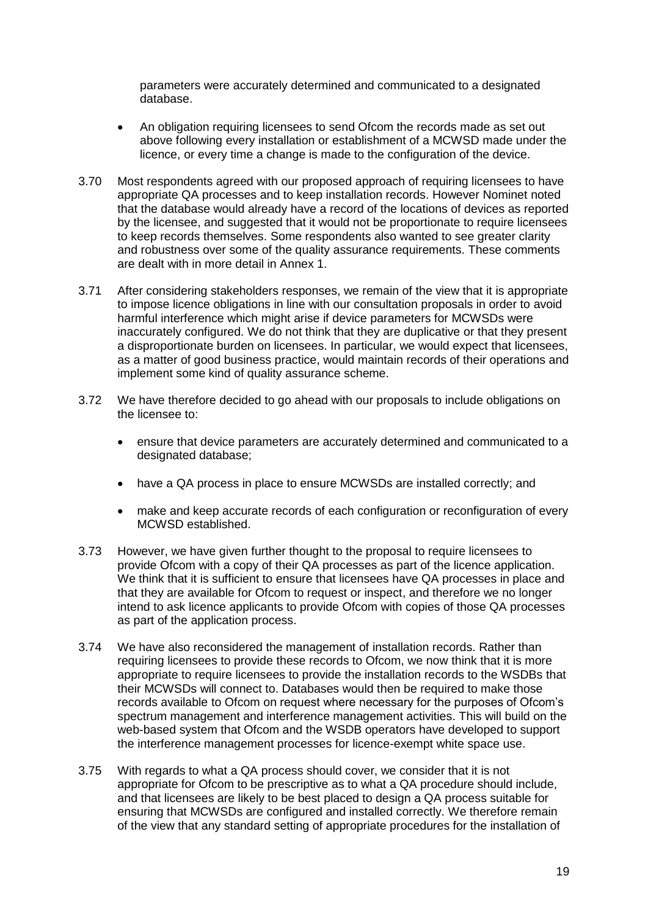parameters were accurately determined and communicated to a designated database.

- An obligation requiring licensees to send Ofcom the records made as set out above following every installation or establishment of a MCWSD made under the licence, or every time a change is made to the configuration of the device.

3.70 Most respondents agreed with our proposed approach of requiring licensees to have appropriate QA processes and to keep installation records. However Nominet noted that the database would already have a record of the locations of devices as reported by the licensee, and suggested that it would not be proportionate to require licensees to keep records themselves. Some respondents also wanted to see greater clarity and robustness over some of the quality assurance requirements. These comments are dealt with in more detail in Annex 1.

3.71 After considering stakeholders responses, we remain of the view that it is appropriate to impose licence obligations in line with our consultation proposals in order to avoid harmful interference which might arise if device parameters for MCWSDs were inaccurately configured. We do not think that they are duplicative or that they present a disproportionate burden on licensees. In particular, we would expect that licensees, as a matter of good business practice, would maintain records of their operations and implement some kind of quality assurance scheme.

3.72 We have therefore decided to go ahead with our proposals to include obligations on the licensee to:

- ensure that device parameters are accurately determined and communicated to a designated database;
- have a QA process in place to ensure MCWSDs are installed correctly; and
- make and keep accurate records of each configuration or reconfiguration of every MCWSD established.

3.73 However, we have given further thought to the proposal to require licensees to provide Ofcom with a copy of their QA processes as part of the licence application. We think that it is sufficient to ensure that licensees have QA processes in place and that they are available for Ofcom to request or inspect, and therefore we no longer intend to ask licence applicants to provide Ofcom with copies of those QA processes as part of the application process.

3.74 We have also reconsidered the management of installation records. Rather than requiring licensees to provide these records to Ofcom, we now think that it is more appropriate to require licensees to provide the installation records to the WSDBs that their MCWSDs will connect to. Databases would then be required to make those records available to Ofcom on request where necessary for the purposes of Ofcom's spectrum management and interference management activities. This will build on the web-based system that Ofcom and the WSDB operators have developed to support the interference management processes for licence-exempt white space use.

3.75 With regards to what a QA process should cover, we consider that it is not appropriate for Ofcom to be prescriptive as to what a QA procedure should include, and that licensees are likely to be best placed to design a QA process suitable for ensuring that MCWSDs are configured and installed correctly. We therefore remain of the view that any standard setting of appropriate procedures for the installation of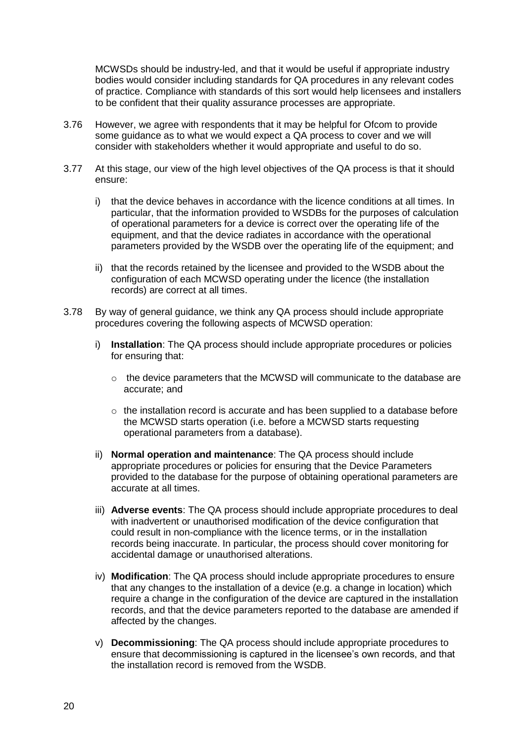MCWSDs should be industry-led, and that it would be useful if appropriate industry bodies would consider including standards for QA procedures in any relevant codes of practice. Compliance with standards of this sort would help licensees and installers to be confident that their quality assurance processes are appropriate.

3.76 However, we agree with respondents that it may be helpful for Ofcom to provide some guidance as to what we would expect a QA process to cover and we will consider with stakeholders whether it would appropriate and useful to do so.

3.77 At this stage, our view of the high level objectives of the QA process is that it should ensure:

i) that the device behaves in accordance with the licence conditions at all times. In particular, that the information provided to WSDBs for the purposes of calculation of operational parameters for a device is correct over the operating life of the equipment, and that the device radiates in accordance with the operational parameters provided by the WSDB over the operating life of the equipment; and

ii) that the records retained by the licensee and provided to the WSDB about the configuration of each MCWSD operating under the licence (the installation records) are correct at all times.

3.78 By way of general guidance, we think any QA process should include appropriate procedures covering the following aspects of MCWSD operation:

i) **Installation**: The QA process should include appropriate procedures or policies for ensuring that:

- the device parameters that the MCWSD will communicate to the database are accurate; and
- the installation record is accurate and has been supplied to a database before the MCWSD starts operation (i.e. before a MCWSD starts requesting operational parameters from a database).

ii) **Normal operation and maintenance**: The QA process should include appropriate procedures or policies for ensuring that the Device Parameters provided to the database for the purpose of obtaining operational parameters are accurate at all times.

iii) **Adverse events**: The QA process should include appropriate procedures to deal with inadvertent or unauthorised modification of the device configuration that could result in non-compliance with the licence terms, or in the installation records being inaccurate. In particular, the process should cover monitoring for accidental damage or unauthorised alterations.

iv) **Modification**: The QA process should include appropriate procedures to ensure that any changes to the installation of a device (e.g. a change in location) which require a change in the configuration of the device are captured in the installation records, and that the device parameters reported to the database are amended if affected by the changes.

v) **Decommissioning**: The QA process should include appropriate procedures to ensure that decommissioning is captured in the licensee's own records, and that the installation record is removed from the WSDB.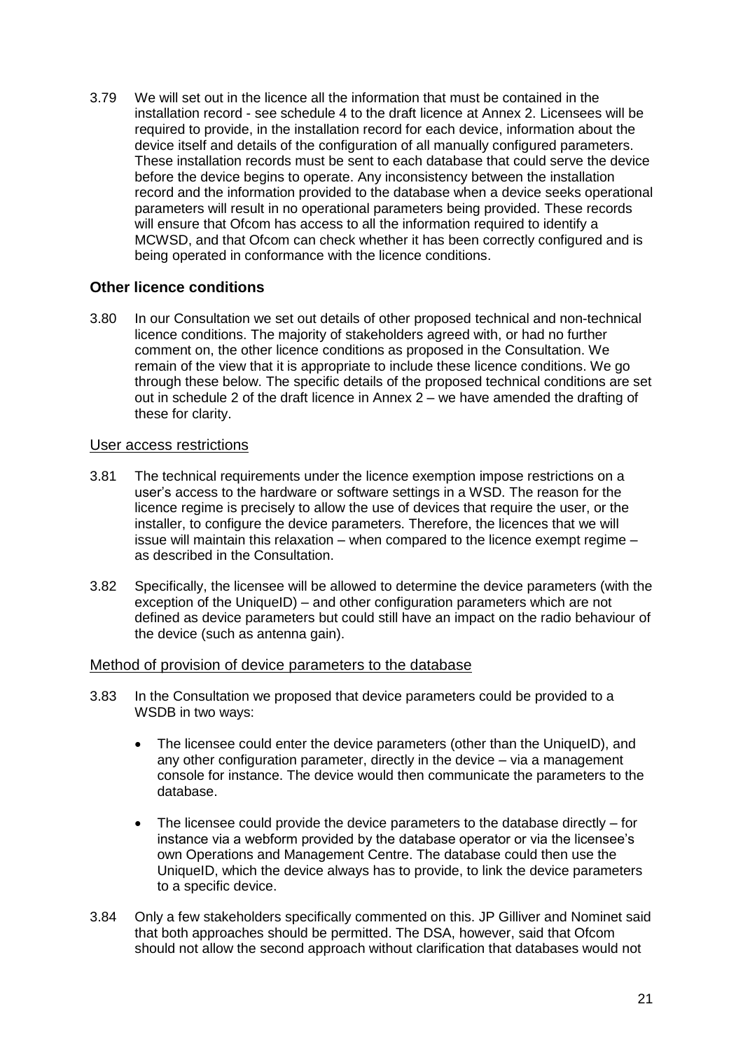3.79 We will set out in the licence all the information that must be contained in the installation record - see schedule 4 to the draft licence at Annex 2. Licensees will be required to provide, in the installation record for each device, information about the device itself and details of the configuration of all manually configured parameters. These installation records must be sent to each database that could serve the device before the device begins to operate. Any inconsistency between the installation record and the information provided to the database when a device seeks operational parameters will result in no operational parameters being provided. These records will ensure that Ofcom has access to all the information required to identify a MCWSD, and that Ofcom can check whether it has been correctly configured and is being operated in conformance with the licence conditions.

## Other licence conditions

3.80 In our Consultation we set out details of other proposed technical and non-technical licence conditions. The majority of stakeholders agreed with, or had no further comment on, the other licence conditions as proposed in the Consultation. We remain of the view that it is appropriate to include these licence conditions. We go through these below. The specific details of the proposed technical conditions are set out in schedule 2 of the draft licence in Annex 2 – we have amended the drafting of these for clarity.

### User access restrictions

3.81 The technical requirements under the licence exemption impose restrictions on a user's access to the hardware or software settings in a WSD. The reason for the licence regime is precisely to allow the use of devices that require the user, or the installer, to configure the device parameters. Therefore, the licences that we will issue will maintain this relaxation – when compared to the licence exempt regime – as described in the Consultation.

3.82 Specifically, the licensee will be allowed to determine the device parameters (with the exception of the UniqueID) – and other configuration parameters which are not defined as device parameters but could still have an impact on the radio behaviour of the device (such as antenna gain).

### Method of provision of device parameters to the database

3.83 In the Consultation we proposed that device parameters could be provided to a WSDB in two ways:

- The licensee could enter the device parameters (other than the UniqueID), and any other configuration parameter, directly in the device – via a management console for instance. The device would then communicate the parameters to the database.
- The licensee could provide the device parameters to the database directly – for instance via a webform provided by the database operator or via the licensee's own Operations and Management Centre. The database could then use the UniqueID, which the device always has to provide, to link the device parameters to a specific device.

3.84 Only a few stakeholders specifically commented on this. JP Gilliver and Nominet said that both approaches should be permitted. The DSA, however, said that Ofcom should not allow the second approach without clarification that databases would not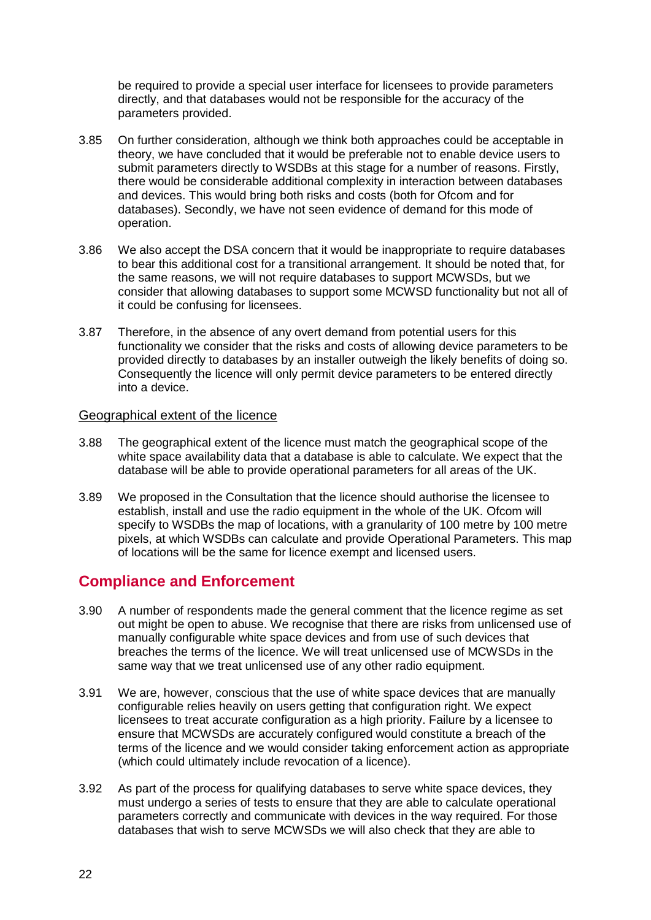be required to provide a special user interface for licensees to provide parameters directly, and that databases would not be responsible for the accuracy of the parameters provided.

3.85 On further consideration, although we think both approaches could be acceptable in theory, we have concluded that it would be preferable not to enable device users to submit parameters directly to WSDBs at this stage for a number of reasons. Firstly, there would be considerable additional complexity in interaction between databases and devices. This would bring both risks and costs (both for Ofcom and for databases). Secondly, we have not seen evidence of demand for this mode of operation.

3.86 We also accept the DSA concern that it would be inappropriate to require databases to bear this additional cost for a transitional arrangement. It should be noted that, for the same reasons, we will not require databases to support MCWSDs, but we consider that allowing databases to support some MCWSD functionality but not all of it could be confusing for licensees.

3.87 Therefore, in the absence of any overt demand from potential users for this functionality we consider that the risks and costs of allowing device parameters to be provided directly to databases by an installer outweigh the likely benefits of doing so. Consequently the licence will only permit device parameters to be entered directly into a device.

### Geographical extent of the licence

3.88 The geographical extent of the licence must match the geographical scope of the white space availability data that a database is able to calculate. We expect that the database will be able to provide operational parameters for all areas of the UK.

3.89 We proposed in the Consultation that the licence should authorise the licensee to establish, install and use the radio equipment in the whole of the UK. Ofcom will specify to WSDBs the map of locations, with a granularity of 100 metre by 100 metre pixels, at which WSDBs can calculate and provide Operational Parameters. This map of locations will be the same for licence exempt and licensed users.

## Compliance and Enforcement

3.90 A number of respondents made the general comment that the licence regime as set out might be open to abuse. We recognise that there are risks from unlicensed use of manually configurable white space devices and from use of such devices that breaches the terms of the licence. We will treat unlicensed use of MCWSDs in the same way that we treat unlicensed use of any other radio equipment.

3.91 We are, however, conscious that the use of white space devices that are manually configurable relies heavily on users getting that configuration right. We expect licensees to treat accurate configuration as a high priority. Failure by a licensee to ensure that MCWSDs are accurately configured would constitute a breach of the terms of the licence and we would consider taking enforcement action as appropriate (which could ultimately include revocation of a licence).

3.92 As part of the process for qualifying databases to serve white space devices, they must undergo a series of tests to ensure that they are able to calculate operational parameters correctly and communicate with devices in the way required. For those databases that wish to serve MCWSDs we will also check that they are able to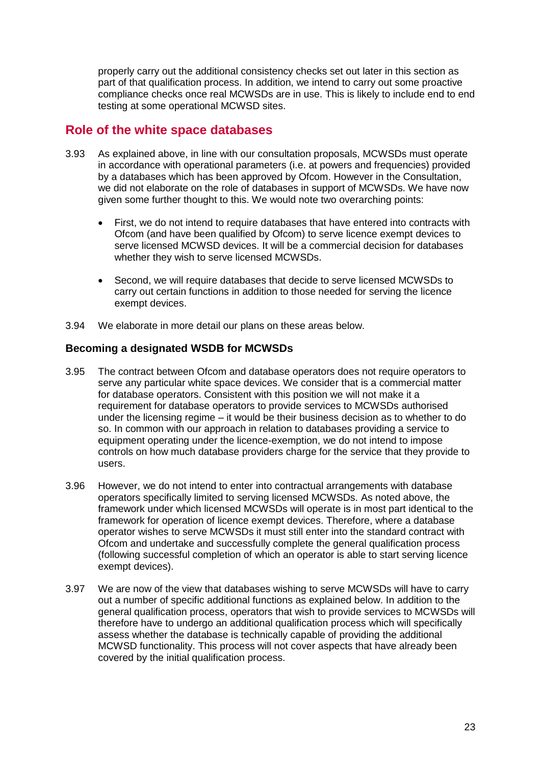properly carry out the additional consistency checks set out later in this section as part of that qualification process. In addition, we intend to carry out some proactive compliance checks once real MCWSDs are in use. This is likely to include end to end testing at some operational MCWSD sites.

## Role of the white space databases

3.93 As explained above, in line with our consultation proposals, MCWSDs must operate in accordance with operational parameters (i.e. at powers and frequencies) provided by a databases which has been approved by Ofcom. However in the Consultation, we did not elaborate on the role of databases in support of MCWSDs. We have now given some further thought to this. We would note two overarching points:

- First, we do not intend to require databases that have entered into contracts with Ofcom (and have been qualified by Ofcom) to serve licence exempt devices to serve licensed MCWSD devices. It will be a commercial decision for databases whether they wish to serve licensed MCWSDs.
- Second, we will require databases that decide to serve licensed MCWSDs to carry out certain functions in addition to those needed for serving the licence exempt devices.

3.94 We elaborate in more detail our plans on these areas below.

### Becoming a designated WSDB for MCWSDs

3.95 The contract between Ofcom and database operators does not require operators to serve any particular white space devices. We consider that is a commercial matter for database operators. Consistent with this position we will not make it a requirement for database operators to provide services to MCWSDs authorised under the licensing regime – it would be their business decision as to whether to do so. In common with our approach in relation to databases providing a service to equipment operating under the licence-exemption, we do not intend to impose controls on how much database providers charge for the service that they provide to users.

3.96 However, we do not intend to enter into contractual arrangements with database operators specifically limited to serving licensed MCWSDs. As noted above, the framework under which licensed MCWSDs will operate is in most part identical to the framework for operation of licence exempt devices. Therefore, where a database operator wishes to serve MCWSDs it must still enter into the standard contract with Ofcom and undertake and successfully complete the general qualification process (following successful completion of which an operator is able to start serving licence exempt devices).

3.97 We are now of the view that databases wishing to serve MCWSDs will have to carry out a number of specific additional functions as explained below. In addition to the general qualification process, operators that wish to provide services to MCWSDs will therefore have to undergo an additional qualification process which will specifically assess whether the database is technically capable of providing the additional MCWSD functionality. This process will not cover aspects that have already been covered by the initial qualification process.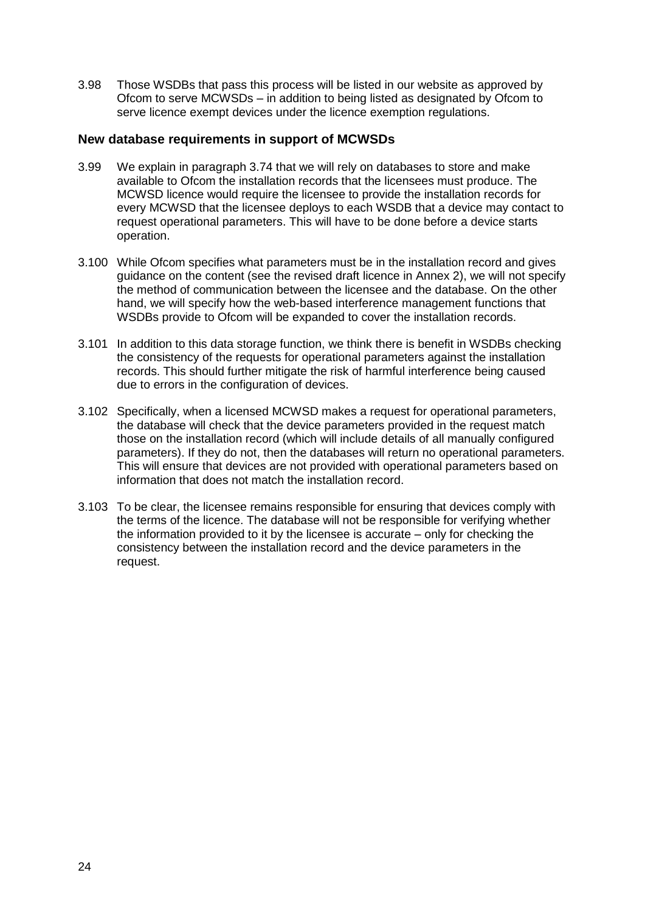3.98 Those WSDBs that pass this process will be listed in our website as approved by Ofcom to serve MCWSDs – in addition to being listed as designated by Ofcom to serve licence exempt devices under the licence exemption regulations.

### New database requirements in support of MCWSDs

3.99 We explain in paragraph 3.74 that we will rely on databases to store and make available to Ofcom the installation records that the licensees must produce. The MCWSD licence would require the licensee to provide the installation records for every MCWSD that the licensee deploys to each WSDB that a device may contact to request operational parameters. This will have to be done before a device starts operation.

3.100 While Ofcom specifies what parameters must be in the installation record and gives guidance on the content (see the revised draft licence in Annex 2), we will not specify the method of communication between the licensee and the database. On the other hand, we will specify how the web-based interference management functions that WSDBs provide to Ofcom will be expanded to cover the installation records.

3.101 In addition to this data storage function, we think there is benefit in WSDBs checking the consistency of the requests for operational parameters against the installation records. This should further mitigate the risk of harmful interference being caused due to errors in the configuration of devices.

3.102 Specifically, when a licensed MCWSD makes a request for operational parameters, the database will check that the device parameters provided in the request match those on the installation record (which will include details of all manually configured parameters). If they do not, then the databases will return no operational parameters. This will ensure that devices are not provided with operational parameters based on information that does not match the installation record.

3.103 To be clear, the licensee remains responsible for ensuring that devices comply with the terms of the licence. The database will not be responsible for verifying whether the information provided to it by the licensee is accurate – only for checking the consistency between the installation record and the device parameters in the request.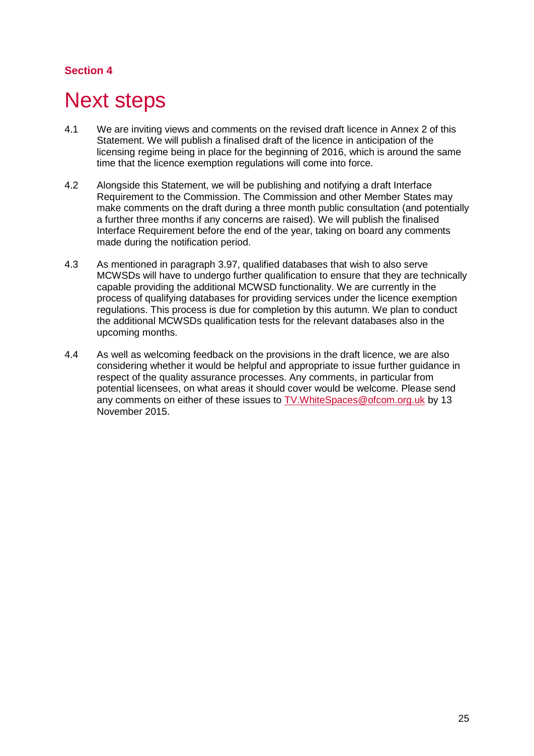**Section 4**

# Next steps

4.1 We are inviting views and comments on the revised draft licence in Annex 2 of this Statement. We will publish a finalised draft of the licence in anticipation of the licensing regime being in place for the beginning of 2016, which is around the same time that the licence exemption regulations will come into force.

4.2 Alongside this Statement, we will be publishing and notifying a draft Interface Requirement to the Commission. The Commission and other Member States may make comments on the draft during a three month public consultation (and potentially a further three months if any concerns are raised). We will publish the finalised Interface Requirement before the end of the year, taking on board any comments made during the notification period.

4.3 As mentioned in paragraph 3.97, qualified databases that wish to also serve MCWSDs will have to undergo further qualification to ensure that they are technically capable providing the additional MCWSD functionality. We are currently in the process of qualifying databases for providing services under the licence exemption regulations. This process is due for completion by this autumn. We plan to conduct the additional MCWSDs qualification tests for the relevant databases also in the upcoming months.

4.4 As well as welcoming feedback on the provisions in the draft licence, we are also considering whether it would be helpful and appropriate to issue further guidance in respect of the quality assurance processes. Any comments, in particular from potential licensees, on what areas it should cover would be welcome. Please send any comments on either of these issues to TV.WhiteSpaces@ofcom.org.uk by 13 November 2015.